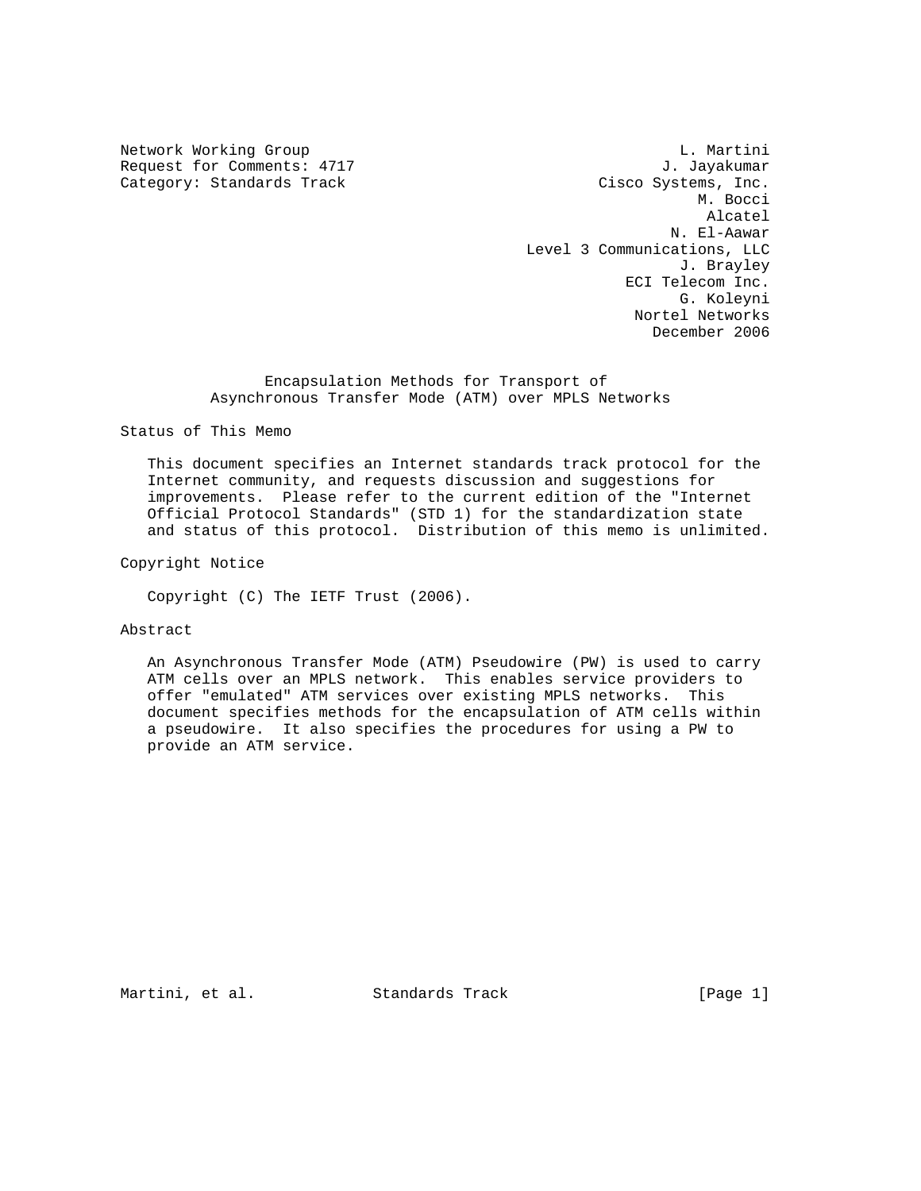Network Working Group                                         L. Martini
Request for Comments: 4717                                  J. Jayakumar
Category: Standards Track                             Cisco Systems, Inc.
                                                                M. Bocci
                                                                 Alcatel
                                                              N. El-Aawar
                                           Level 3 Communications, LLC
                                                              J. Brayley
                                                        ECI Telecom Inc.
                                                              G. Koleyni
                                                         Nortel Networks
                                                           December 2006

# Encapsulation Methods for Transport of Asynchronous Transfer Mode (ATM) over MPLS Networks

## Status of This Memo

This document specifies an Internet standards track protocol for the Internet community, and requests discussion and suggestions for improvements. Please refer to the current edition of the "Internet Official Protocol Standards" (STD 1) for the standardization state and status of this protocol. Distribution of this memo is unlimited.

## Copyright Notice

Copyright (C) The IETF Trust (2006).

## Abstract

An Asynchronous Transfer Mode (ATM) Pseudowire (PW) is used to carry ATM cells over an MPLS network. This enables service providers to offer "emulated" ATM services over existing MPLS networks. This document specifies methods for the encapsulation of ATM cells within a pseudowire. It also specifies the procedures for using a PW to provide an ATM service.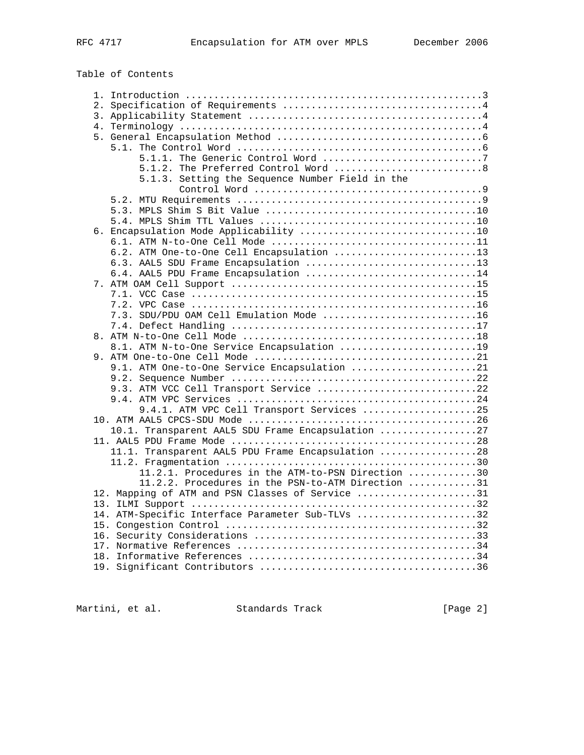## Table of Contents

```
   1. Introduction ....................................................3
   2. Specification of Requirements ...................................4
   3. Applicability Statement .........................................4
   4. Terminology .....................................................4
   5. General Encapsulation Method ....................................6
      5.1. The Control Word ...........................................6
           5.1.1. The Generic Control Word ............................7
           5.1.2. The Preferred Control Word ..........................8
           5.1.3. Setting the Sequence Number Field in the
                  Control Word ........................................9
      5.2. MTU Requirements ...........................................9
      5.3. MPLS Shim S Bit Value .....................................10
      5.4. MPLS Shim TTL Values ......................................10
   6. Encapsulation Mode Applicability ...............................10
      6.1. ATM N-to-One Cell Mode ....................................11
      6.2. ATM One-to-One Cell Encapsulation .........................13
      6.3. AAL5 SDU Frame Encapsulation ..............................13
      6.4. AAL5 PDU Frame Encapsulation ..............................14
   7. ATM OAM Cell Support ...........................................15
      7.1. VCC Case ..................................................15
      7.2. VPC Case ..................................................16
      7.3. SDU/PDU OAM Cell Emulation Mode ...........................16
      7.4. Defect Handling ...........................................17
   8. ATM N-to-One Cell Mode .........................................18
      8.1. ATM N-to-One Service Encapsulation ........................19
   9. ATM One-to-One Cell Mode .......................................21
      9.1. ATM One-to-One Service Encapsulation ......................21
      9.2. Sequence Number ...........................................22
      9.3. ATM VCC Cell Transport Service ............................22
      9.4. ATM VPC Services ..........................................24
           9.4.1. ATM VPC Cell Transport Services ....................25
   10. ATM AAL5 CPCS-SDU Mode ........................................26
      10.1. Transparent AAL5 SDU Frame Encapsulation .................27
   11. AAL5 PDU Frame Mode ...........................................28
      11.1. Transparent AAL5 PDU Frame Encapsulation .................28
      11.2. Fragmentation ............................................30
           11.2.1. Procedures in the ATM-to-PSN Direction ............30
           11.2.2. Procedures in the PSN-to-ATM Direction ............31
   12. Mapping of ATM and PSN Classes of Service .....................31
   13. ILMI Support ..................................................32
   14. ATM-Specific Interface Parameter Sub-TLVs .....................32
   15. Congestion Control ............................................32
   16. Security Considerations .......................................33
   17. Normative References ..........................................34
   18. Informative References ........................................34
   19. Significant Contributors ......................................36
```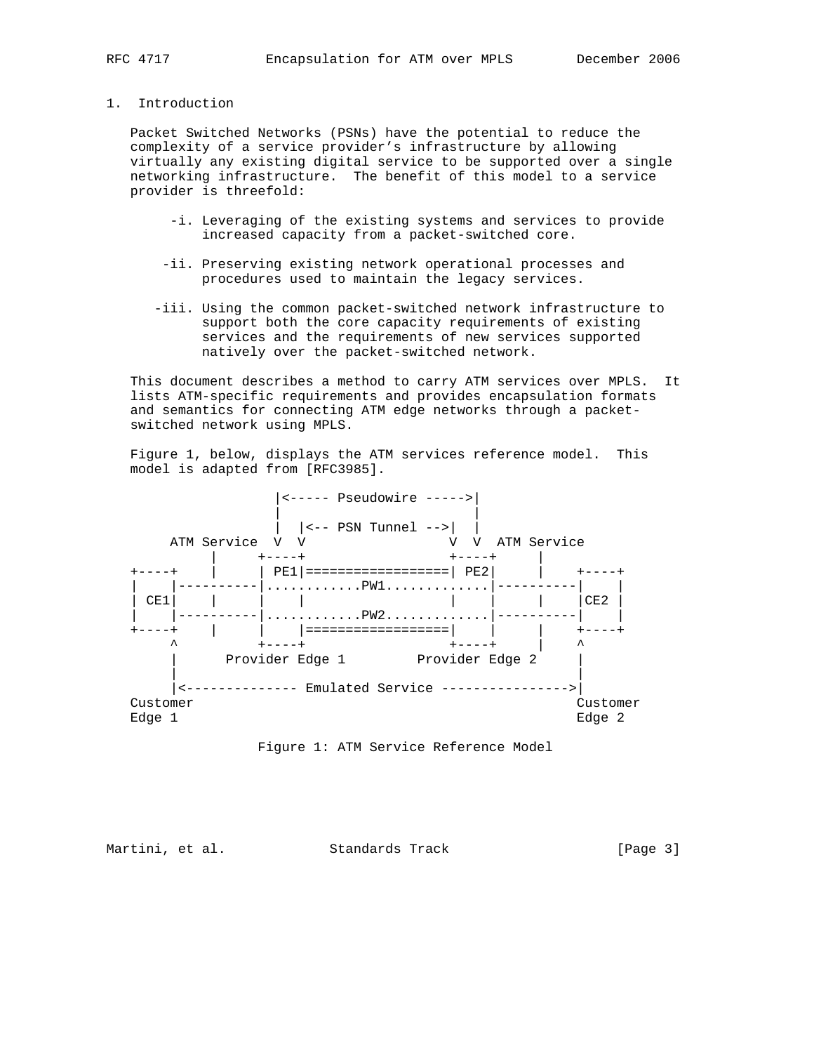## 1. Introduction

Packet Switched Networks (PSNs) have the potential to reduce the complexity of a service provider's infrastructure by allowing virtually any existing digital service to be supported over a single networking infrastructure. The benefit of this model to a service provider is threefold:

- -i. Leveraging of the existing systems and services to provide increased capacity from a packet-switched core.

- -ii. Preserving existing network operational processes and procedures used to maintain the legacy services.

- -iii. Using the common packet-switched network infrastructure to support both the core capacity requirements of existing services and the requirements of new services supported natively over the packet-switched network.

This document describes a method to carry ATM services over MPLS. It lists ATM-specific requirements and provides encapsulation formats and semantics for connecting ATM edge networks through a packet-switched network using MPLS.

Figure 1, below, displays the ATM services reference model. This model is adapted from [RFC3985].

```
                 |<----- Pseudowire ----->|
                 |                        |
                 |  |<-- PSN Tunnel -->|  |
     ATM Service V  V                  V  V  ATM Service
          |      +----+                +----+     |
+----+    |      | PE1|==================| PE2|     |    +----+
|    |----------|............PW1.............|----------|    |
| CE1|    |      |    |                  |    |     |    |CE2 |
|    |----------|............PW2.............|----------|    |
+----+    |      |    |==================|    |     |    +----+
     ^           +----+                  +----+     |    ^
     |      Provider Edge 1         Provider Edge 2     |
     |                                                  |
     |<-------------- Emulated Service ---------------->|
Customer                                            Customer
Edge 1                                              Edge 2
```

Figure 1: ATM Service Reference Model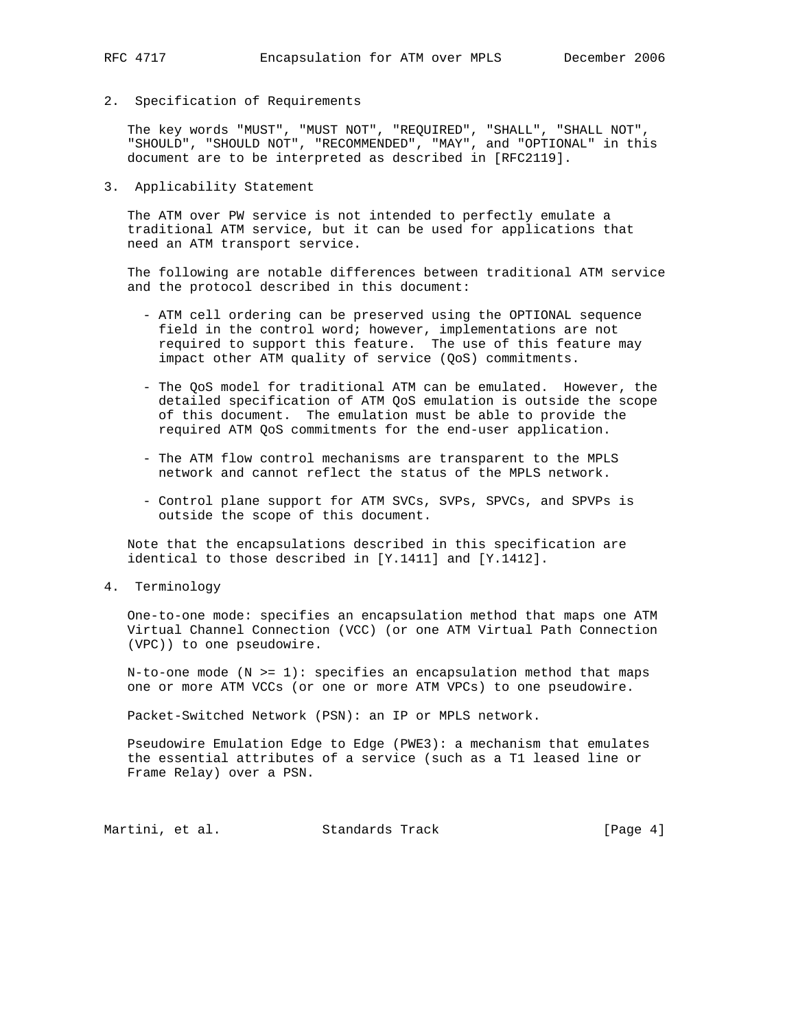## 2. Specification of Requirements

The key words "MUST", "MUST NOT", "REQUIRED", "SHALL", "SHALL NOT", "SHOULD", "SHOULD NOT", "RECOMMENDED", "MAY", and "OPTIONAL" in this document are to be interpreted as described in [RFC2119].

## 3. Applicability Statement

The ATM over PW service is not intended to perfectly emulate a traditional ATM service, but it can be used for applications that need an ATM transport service.

The following are notable differences between traditional ATM service and the protocol described in this document:

- ATM cell ordering can be preserved using the OPTIONAL sequence field in the control word; however, implementations are not required to support this feature. The use of this feature may impact other ATM quality of service (QoS) commitments.

- The QoS model for traditional ATM can be emulated. However, the detailed specification of ATM QoS emulation is outside the scope of this document. The emulation must be able to provide the required ATM QoS commitments for the end-user application.

- The ATM flow control mechanisms are transparent to the MPLS network and cannot reflect the status of the MPLS network.

- Control plane support for ATM SVCs, SVPs, SPVCs, and SPVPs is outside the scope of this document.

Note that the encapsulations described in this specification are identical to those described in [Y.1411] and [Y.1412].

## 4. Terminology

One-to-one mode: specifies an encapsulation method that maps one ATM Virtual Channel Connection (VCC) (or one ATM Virtual Path Connection (VPC)) to one pseudowire.

N-to-one mode (N >= 1): specifies an encapsulation method that maps one or more ATM VCCs (or one or more ATM VPCs) to one pseudowire.

Packet-Switched Network (PSN): an IP or MPLS network.

Pseudowire Emulation Edge to Edge (PWE3): a mechanism that emulates the essential attributes of a service (such as a T1 leased line or Frame Relay) over a PSN.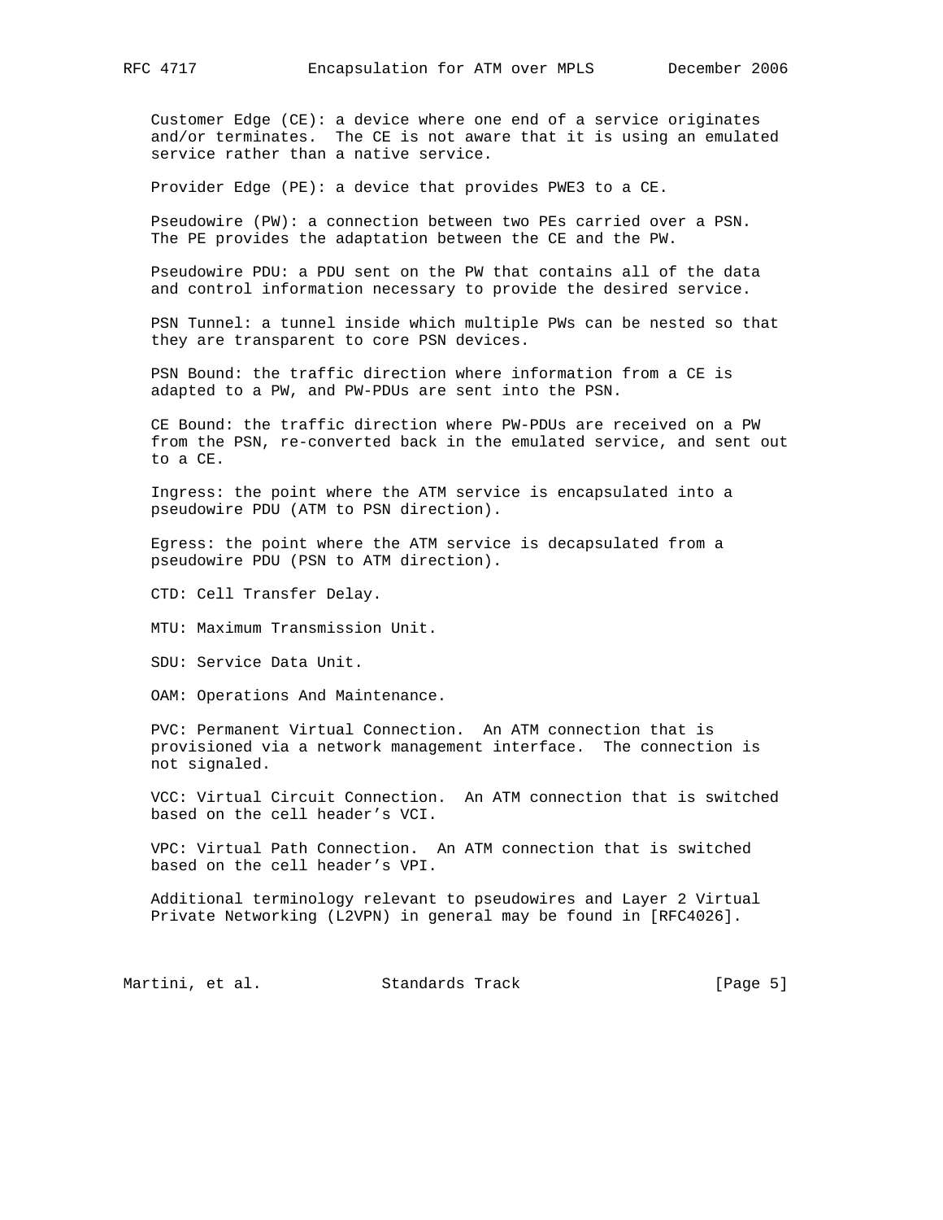Customer Edge (CE): a device where one end of a service originates and/or terminates. The CE is not aware that it is using an emulated service rather than a native service.

Provider Edge (PE): a device that provides PWE3 to a CE.

Pseudowire (PW): a connection between two PEs carried over a PSN. The PE provides the adaptation between the CE and the PW.

Pseudowire PDU: a PDU sent on the PW that contains all of the data and control information necessary to provide the desired service.

PSN Tunnel: a tunnel inside which multiple PWs can be nested so that they are transparent to core PSN devices.

PSN Bound: the traffic direction where information from a CE is adapted to a PW, and PW-PDUs are sent into the PSN.

CE Bound: the traffic direction where PW-PDUs are received on a PW from the PSN, re-converted back in the emulated service, and sent out to a CE.

Ingress: the point where the ATM service is encapsulated into a pseudowire PDU (ATM to PSN direction).

Egress: the point where the ATM service is decapsulated from a pseudowire PDU (PSN to ATM direction).

CTD: Cell Transfer Delay.

MTU: Maximum Transmission Unit.

SDU: Service Data Unit.

OAM: Operations And Maintenance.

PVC: Permanent Virtual Connection. An ATM connection that is provisioned via a network management interface. The connection is not signaled.

VCC: Virtual Circuit Connection. An ATM connection that is switched based on the cell header's VCI.

VPC: Virtual Path Connection. An ATM connection that is switched based on the cell header's VPI.

Additional terminology relevant to pseudowires and Layer 2 Virtual Private Networking (L2VPN) in general may be found in [RFC4026].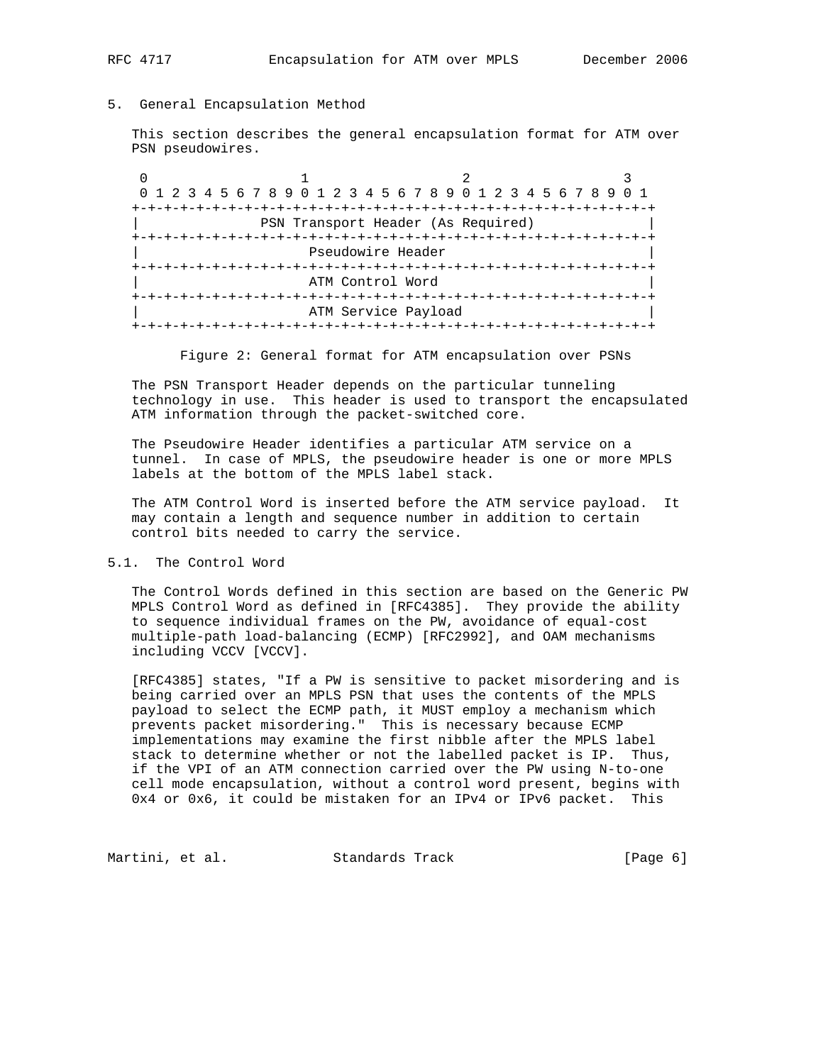## 5. General Encapsulation Method

This section describes the general encapsulation format for ATM over PSN pseudowires.

```
 0                   1                   2                   3
 0 1 2 3 4 5 6 7 8 9 0 1 2 3 4 5 6 7 8 9 0 1 2 3 4 5 6 7 8 9 0 1
+-+-+-+-+-+-+-+-+-+-+-+-+-+-+-+-+-+-+-+-+-+-+-+-+-+-+-+-+-+-+-+-+
|               PSN Transport Header (As Required)              |
+-+-+-+-+-+-+-+-+-+-+-+-+-+-+-+-+-+-+-+-+-+-+-+-+-+-+-+-+-+-+-+-+
|                     Pseudowire Header                         |
+-+-+-+-+-+-+-+-+-+-+-+-+-+-+-+-+-+-+-+-+-+-+-+-+-+-+-+-+-+-+-+-+
|                     ATM Control Word                          |
+-+-+-+-+-+-+-+-+-+-+-+-+-+-+-+-+-+-+-+-+-+-+-+-+-+-+-+-+-+-+-+-+
|                     ATM Service Payload                       |
+-+-+-+-+-+-+-+-+-+-+-+-+-+-+-+-+-+-+-+-+-+-+-+-+-+-+-+-+-+-+-+-+
```

Figure 2: General format for ATM encapsulation over PSNs

The PSN Transport Header depends on the particular tunneling technology in use. This header is used to transport the encapsulated ATM information through the packet-switched core.

The Pseudowire Header identifies a particular ATM service on a tunnel. In case of MPLS, the pseudowire header is one or more MPLS labels at the bottom of the MPLS label stack.

The ATM Control Word is inserted before the ATM service payload. It may contain a length and sequence number in addition to certain control bits needed to carry the service.

### 5.1. The Control Word

The Control Words defined in this section are based on the Generic PW MPLS Control Word as defined in [RFC4385]. They provide the ability to sequence individual frames on the PW, avoidance of equal-cost multiple-path load-balancing (ECMP) [RFC2992], and OAM mechanisms including VCCV [VCCV].

[RFC4385] states, "If a PW is sensitive to packet misordering and is being carried over an MPLS PSN that uses the contents of the MPLS payload to select the ECMP path, it MUST employ a mechanism which prevents packet misordering." This is necessary because ECMP implementations may examine the first nibble after the MPLS label stack to determine whether or not the labelled packet is IP. Thus, if the VPI of an ATM connection carried over the PW using N-to-one cell mode encapsulation, without a control word present, begins with 0x4 or 0x6, it could be mistaken for an IPv4 or IPv6 packet. This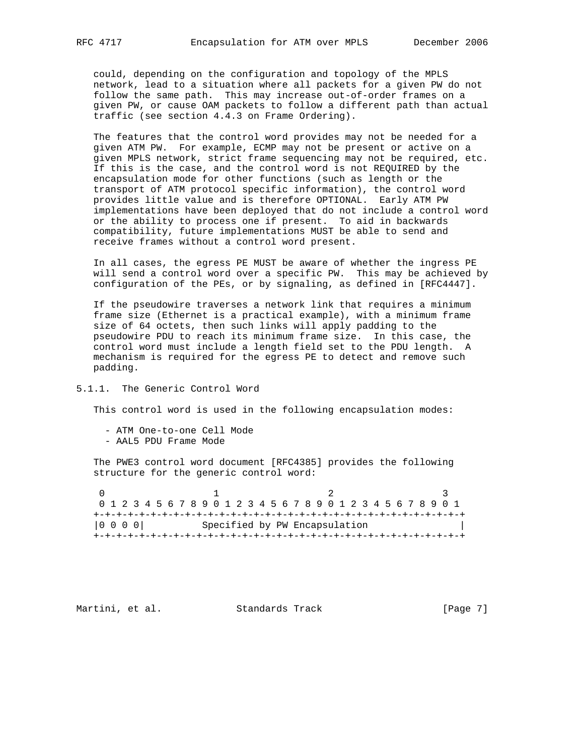could, depending on the configuration and topology of the MPLS network, lead to a situation where all packets for a given PW do not follow the same path. This may increase out-of-order frames on a given PW, or cause OAM packets to follow a different path than actual traffic (see section 4.4.3 on Frame Ordering).

The features that the control word provides may not be needed for a given ATM PW. For example, ECMP may not be present or active on a given MPLS network, strict frame sequencing may not be required, etc. If this is the case, and the control word is not REQUIRED by the encapsulation mode for other functions (such as length or the transport of ATM protocol specific information), the control word provides little value and is therefore OPTIONAL. Early ATM PW implementations have been deployed that do not include a control word or the ability to process one if present. To aid in backwards compatibility, future implementations MUST be able to send and receive frames without a control word present.

In all cases, the egress PE MUST be aware of whether the ingress PE will send a control word over a specific PW. This may be achieved by configuration of the PEs, or by signaling, as defined in [RFC4447].

If the pseudowire traverses a network link that requires a minimum frame size (Ethernet is a practical example), with a minimum frame size of 64 octets, then such links will apply padding to the pseudowire PDU to reach its minimum frame size. In this case, the control word must include a length field set to the PDU length. A mechanism is required for the egress PE to detect and remove such padding.

### 5.1.1. The Generic Control Word

This control word is used in the following encapsulation modes:

- ATM One-to-one Cell Mode
- AAL5 PDU Frame Mode

The PWE3 control word document [RFC4385] provides the following structure for the generic control word:

```
 0                   1                   2                   3
 0 1 2 3 4 5 6 7 8 9 0 1 2 3 4 5 6 7 8 9 0 1 2 3 4 5 6 7 8 9 0 1
+-+-+-+-+-+-+-+-+-+-+-+-+-+-+-+-+-+-+-+-+-+-+-+-+-+-+-+-+-+-+-+-+
|0 0 0 0|          Specified by PW Encapsulation                |
+-+-+-+-+-+-+-+-+-+-+-+-+-+-+-+-+-+-+-+-+-+-+-+-+-+-+-+-+-+-+-+-+
```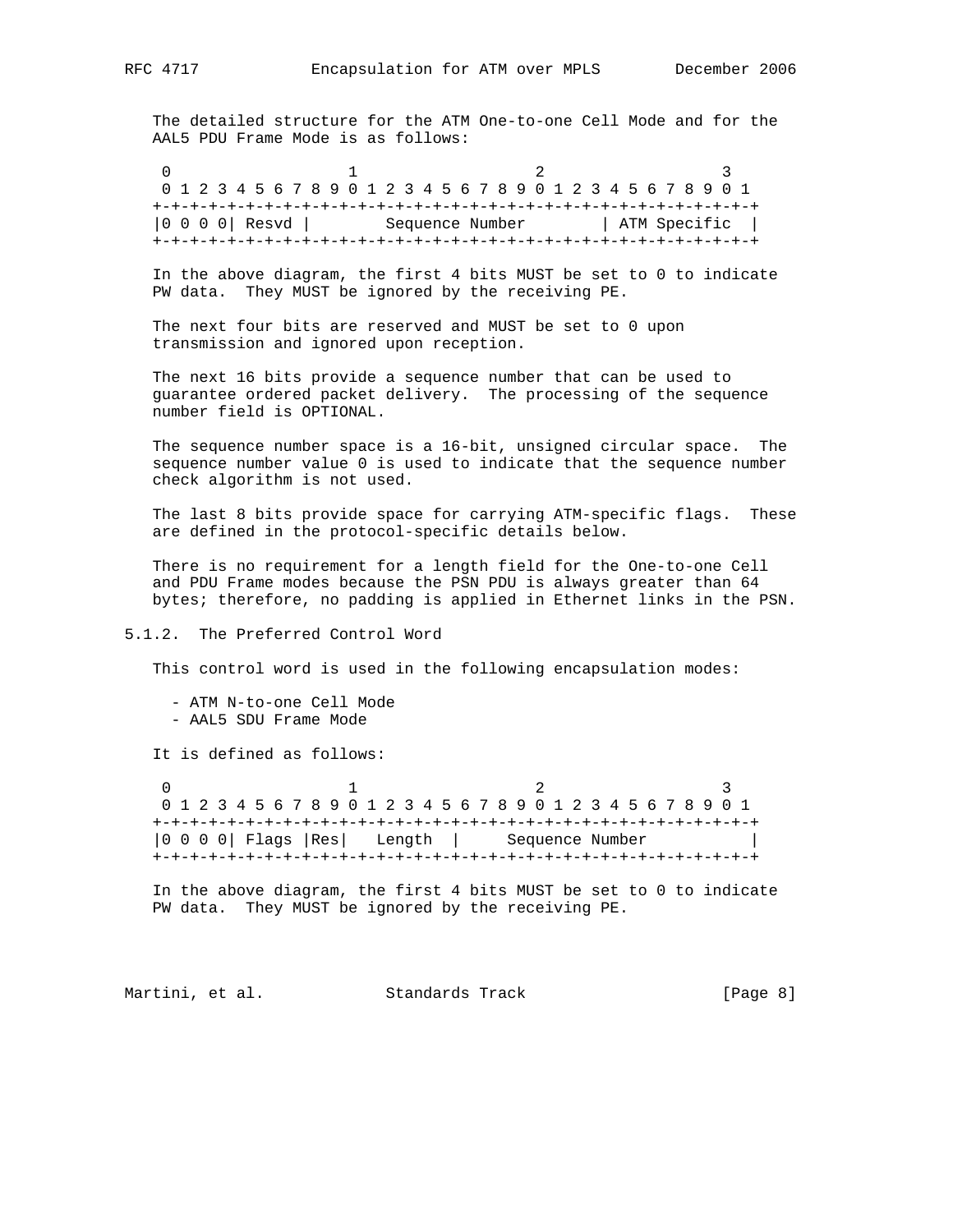The detailed structure for the ATM One-to-one Cell Mode and for the AAL5 PDU Frame Mode is as follows:

```
 0                   1                   2                   3
 0 1 2 3 4 5 6 7 8 9 0 1 2 3 4 5 6 7 8 9 0 1 2 3 4 5 6 7 8 9 0 1
+-+-+-+-+-+-+-+-+-+-+-+-+-+-+-+-+-+-+-+-+-+-+-+-+-+-+-+-+-+-+-+-+
|0 0 0 0| Resvd |        Sequence Number        | ATM Specific  |
+-+-+-+-+-+-+-+-+-+-+-+-+-+-+-+-+-+-+-+-+-+-+-+-+-+-+-+-+-+-+-+-+
```

In the above diagram, the first 4 bits MUST be set to 0 to indicate PW data. They MUST be ignored by the receiving PE.

The next four bits are reserved and MUST be set to 0 upon transmission and ignored upon reception.

The next 16 bits provide a sequence number that can be used to guarantee ordered packet delivery. The processing of the sequence number field is OPTIONAL.

The sequence number space is a 16-bit, unsigned circular space. The sequence number value 0 is used to indicate that the sequence number check algorithm is not used.

The last 8 bits provide space for carrying ATM-specific flags. These are defined in the protocol-specific details below.

There is no requirement for a length field for the One-to-one Cell and PDU Frame modes because the PSN PDU is always greater than 64 bytes; therefore, no padding is applied in Ethernet links in the PSN.

### 5.1.2. The Preferred Control Word

This control word is used in the following encapsulation modes:

- ATM N-to-one Cell Mode
- AAL5 SDU Frame Mode

It is defined as follows:

```
 0                   1                   2                   3
 0 1 2 3 4 5 6 7 8 9 0 1 2 3 4 5 6 7 8 9 0 1 2 3 4 5 6 7 8 9 0 1
+-+-+-+-+-+-+-+-+-+-+-+-+-+-+-+-+-+-+-+-+-+-+-+-+-+-+-+-+-+-+-+-+
|0 0 0 0| Flags |Res|   Length  |     Sequence Number           |
+-+-+-+-+-+-+-+-+-+-+-+-+-+-+-+-+-+-+-+-+-+-+-+-+-+-+-+-+-+-+-+-+
```

In the above diagram, the first 4 bits MUST be set to 0 to indicate PW data. They MUST be ignored by the receiving PE.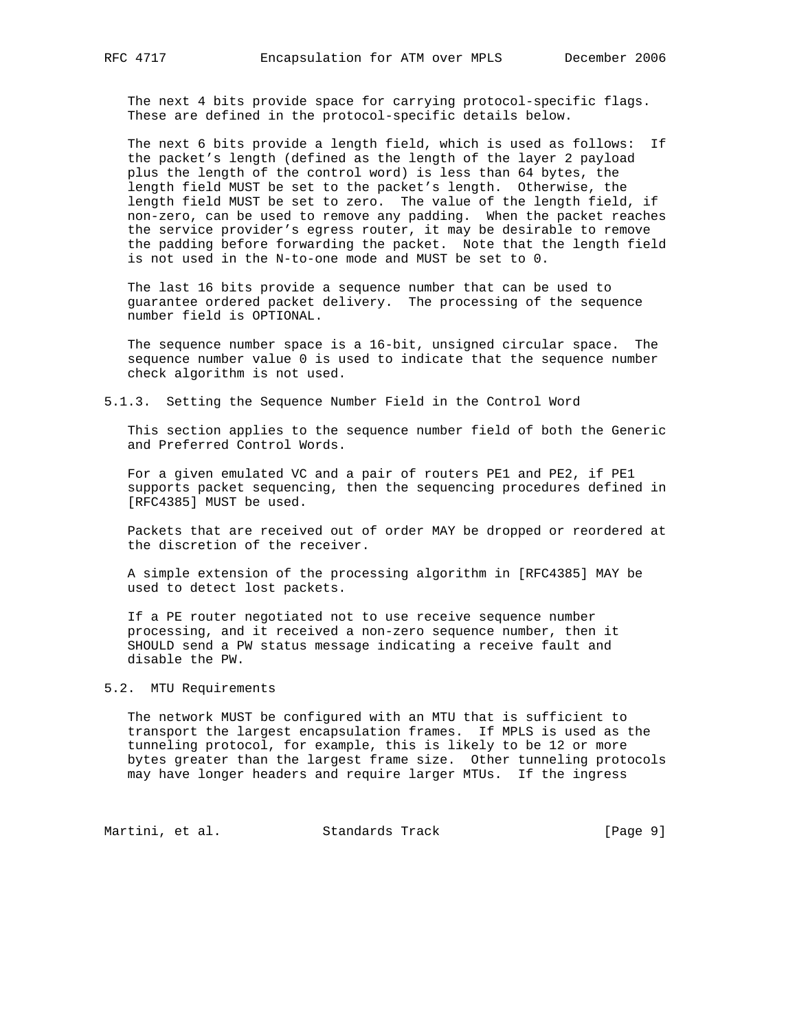The next 4 bits provide space for carrying protocol-specific flags. These are defined in the protocol-specific details below.

The next 6 bits provide a length field, which is used as follows: If the packet's length (defined as the length of the layer 2 payload plus the length of the control word) is less than 64 bytes, the length field MUST be set to the packet's length. Otherwise, the length field MUST be set to zero. The value of the length field, if non-zero, can be used to remove any padding. When the packet reaches the service provider's egress router, it may be desirable to remove the padding before forwarding the packet. Note that the length field is not used in the N-to-one mode and MUST be set to 0.

The last 16 bits provide a sequence number that can be used to guarantee ordered packet delivery. The processing of the sequence number field is OPTIONAL.

The sequence number space is a 16-bit, unsigned circular space. The sequence number value 0 is used to indicate that the sequence number check algorithm is not used.

#### 5.1.3. Setting the Sequence Number Field in the Control Word

This section applies to the sequence number field of both the Generic and Preferred Control Words.

For a given emulated VC and a pair of routers PE1 and PE2, if PE1 supports packet sequencing, then the sequencing procedures defined in [RFC4385] MUST be used.

Packets that are received out of order MAY be dropped or reordered at the discretion of the receiver.

A simple extension of the processing algorithm in [RFC4385] MAY be used to detect lost packets.

If a PE router negotiated not to use receive sequence number processing, and it received a non-zero sequence number, then it SHOULD send a PW status message indicating a receive fault and disable the PW.

### 5.2. MTU Requirements

The network MUST be configured with an MTU that is sufficient to transport the largest encapsulation frames. If MPLS is used as the tunneling protocol, for example, this is likely to be 12 or more bytes greater than the largest frame size. Other tunneling protocols may have longer headers and require larger MTUs. If the ingress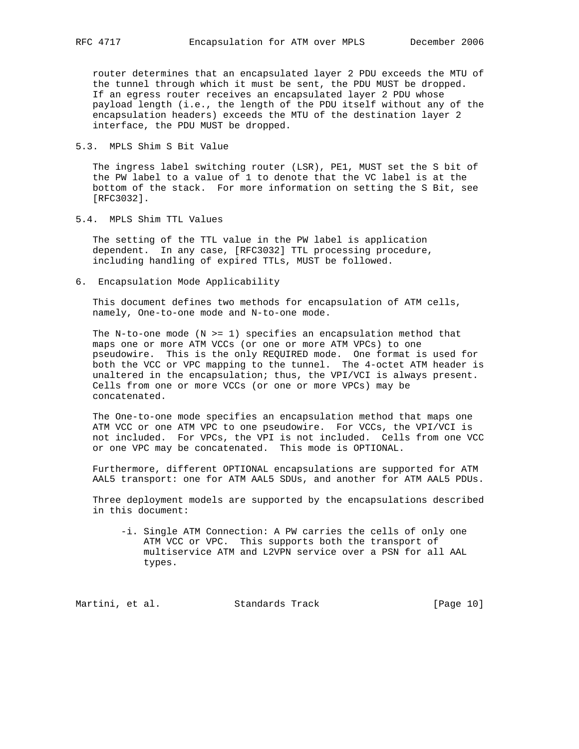router determines that an encapsulated layer 2 PDU exceeds the MTU of the tunnel through which it must be sent, the PDU MUST be dropped. If an egress router receives an encapsulated layer 2 PDU whose payload length (i.e., the length of the PDU itself without any of the encapsulation headers) exceeds the MTU of the destination layer 2 interface, the PDU MUST be dropped.

### 5.3. MPLS Shim S Bit Value

The ingress label switching router (LSR), PE1, MUST set the S bit of the PW label to a value of 1 to denote that the VC label is at the bottom of the stack. For more information on setting the S Bit, see [RFC3032].

### 5.4. MPLS Shim TTL Values

The setting of the TTL value in the PW label is application dependent. In any case, [RFC3032] TTL processing procedure, including handling of expired TTLs, MUST be followed.

## 6. Encapsulation Mode Applicability

This document defines two methods for encapsulation of ATM cells, namely, One-to-one mode and N-to-one mode.

The N-to-one mode (N >= 1) specifies an encapsulation method that maps one or more ATM VCCs (or one or more ATM VPCs) to one pseudowire. This is the only REQUIRED mode. One format is used for both the VCC or VPC mapping to the tunnel. The 4-octet ATM header is unaltered in the encapsulation; thus, the VPI/VCI is always present. Cells from one or more VCCs (or one or more VPCs) may be concatenated.

The One-to-one mode specifies an encapsulation method that maps one ATM VCC or one ATM VPC to one pseudowire. For VCCs, the VPI/VCI is not included. For VPCs, the VPI is not included. Cells from one VCC or one VPC may be concatenated. This mode is OPTIONAL.

Furthermore, different OPTIONAL encapsulations are supported for ATM AAL5 transport: one for ATM AAL5 SDUs, and another for ATM AAL5 PDUs.

Three deployment models are supported by the encapsulations described in this document:

-i. Single ATM Connection: A PW carries the cells of only one ATM VCC or VPC. This supports both the transport of multiservice ATM and L2VPN service over a PSN for all AAL types.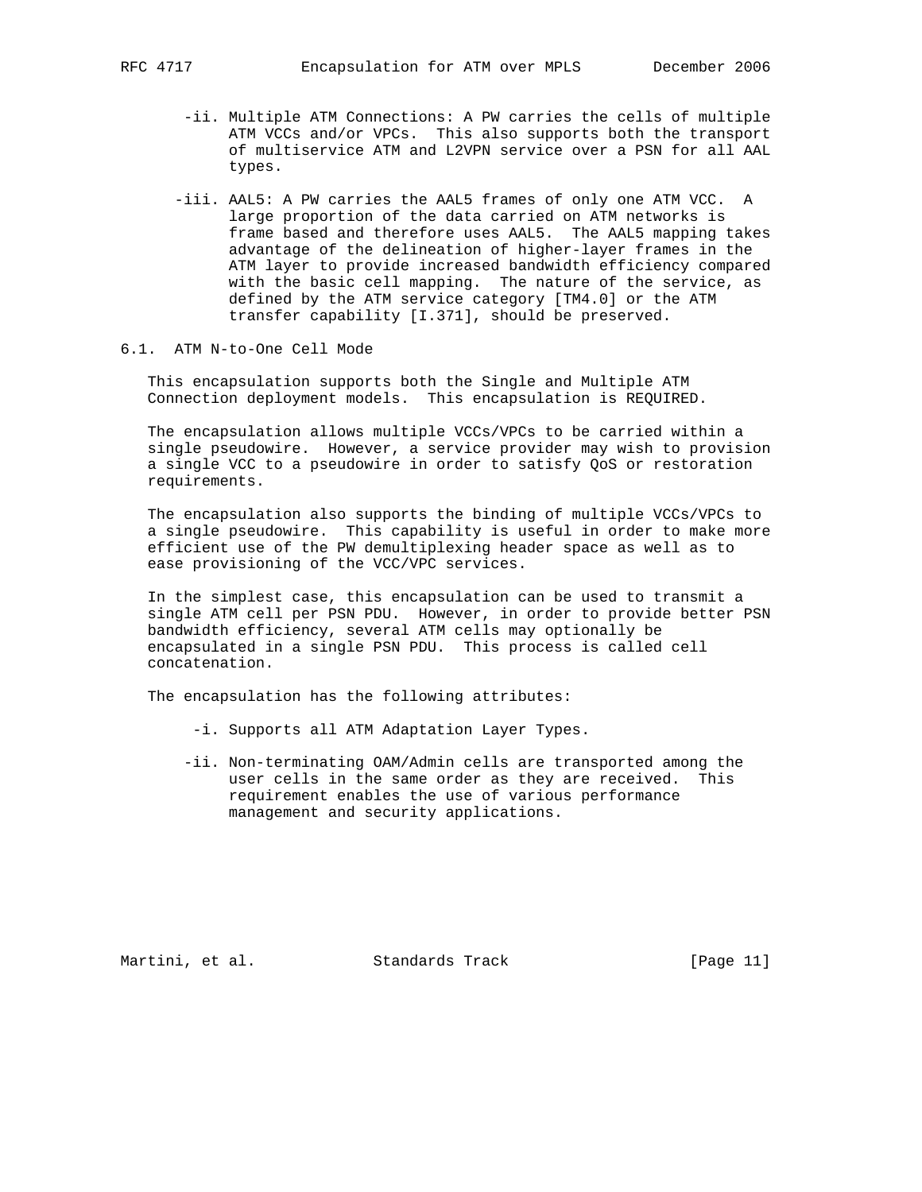-ii. Multiple ATM Connections: A PW carries the cells of multiple ATM VCCs and/or VPCs. This also supports both the transport of multiservice ATM and L2VPN service over a PSN for all AAL types.

-iii. AAL5: A PW carries the AAL5 frames of only one ATM VCC. A large proportion of the data carried on ATM networks is frame based and therefore uses AAL5. The AAL5 mapping takes advantage of the delineation of higher-layer frames in the ATM layer to provide increased bandwidth efficiency compared with the basic cell mapping. The nature of the service, as defined by the ATM service category [TM4.0] or the ATM transfer capability [I.371], should be preserved.

## 6.1. ATM N-to-One Cell Mode

This encapsulation supports both the Single and Multiple ATM Connection deployment models. This encapsulation is REQUIRED.

The encapsulation allows multiple VCCs/VPCs to be carried within a single pseudowire. However, a service provider may wish to provision a single VCC to a pseudowire in order to satisfy QoS or restoration requirements.

The encapsulation also supports the binding of multiple VCCs/VPCs to a single pseudowire. This capability is useful in order to make more efficient use of the PW demultiplexing header space as well as to ease provisioning of the VCC/VPC services.

In the simplest case, this encapsulation can be used to transmit a single ATM cell per PSN PDU. However, in order to provide better PSN bandwidth efficiency, several ATM cells may optionally be encapsulated in a single PSN PDU. This process is called cell concatenation.

The encapsulation has the following attributes:

-i. Supports all ATM Adaptation Layer Types.

-ii. Non-terminating OAM/Admin cells are transported among the user cells in the same order as they are received. This requirement enables the use of various performance management and security applications.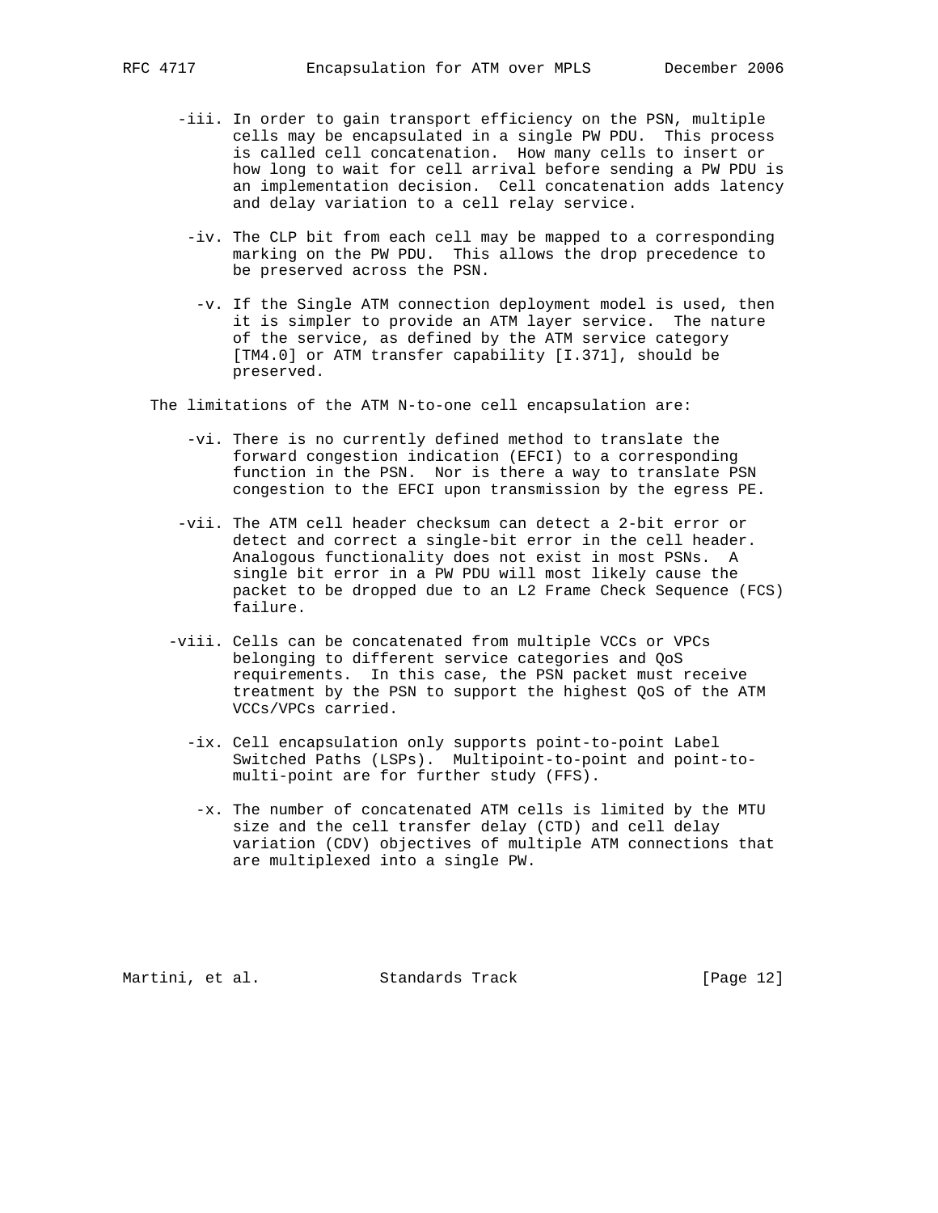-iii. In order to gain transport efficiency on the PSN, multiple cells may be encapsulated in a single PW PDU. This process is called cell concatenation. How many cells to insert or how long to wait for cell arrival before sending a PW PDU is an implementation decision. Cell concatenation adds latency and delay variation to a cell relay service.

-iv. The CLP bit from each cell may be mapped to a corresponding marking on the PW PDU. This allows the drop precedence to be preserved across the PSN.

-v. If the Single ATM connection deployment model is used, then it is simpler to provide an ATM layer service. The nature of the service, as defined by the ATM service category [TM4.0] or ATM transfer capability [I.371], should be preserved.

The limitations of the ATM N-to-one cell encapsulation are:

-vi. There is no currently defined method to translate the forward congestion indication (EFCI) to a corresponding function in the PSN. Nor is there a way to translate PSN congestion to the EFCI upon transmission by the egress PE.

-vii. The ATM cell header checksum can detect a 2-bit error or detect and correct a single-bit error in the cell header. Analogous functionality does not exist in most PSNs. A single bit error in a PW PDU will most likely cause the packet to be dropped due to an L2 Frame Check Sequence (FCS) failure.

-viii. Cells can be concatenated from multiple VCCs or VPCs belonging to different service categories and QoS requirements. In this case, the PSN packet must receive treatment by the PSN to support the highest QoS of the ATM VCCs/VPCs carried.

-ix. Cell encapsulation only supports point-to-point Label Switched Paths (LSPs). Multipoint-to-point and point-to-multi-point are for further study (FFS).

-x. The number of concatenated ATM cells is limited by the MTU size and the cell transfer delay (CTD) and cell delay variation (CDV) objectives of multiple ATM connections that are multiplexed into a single PW.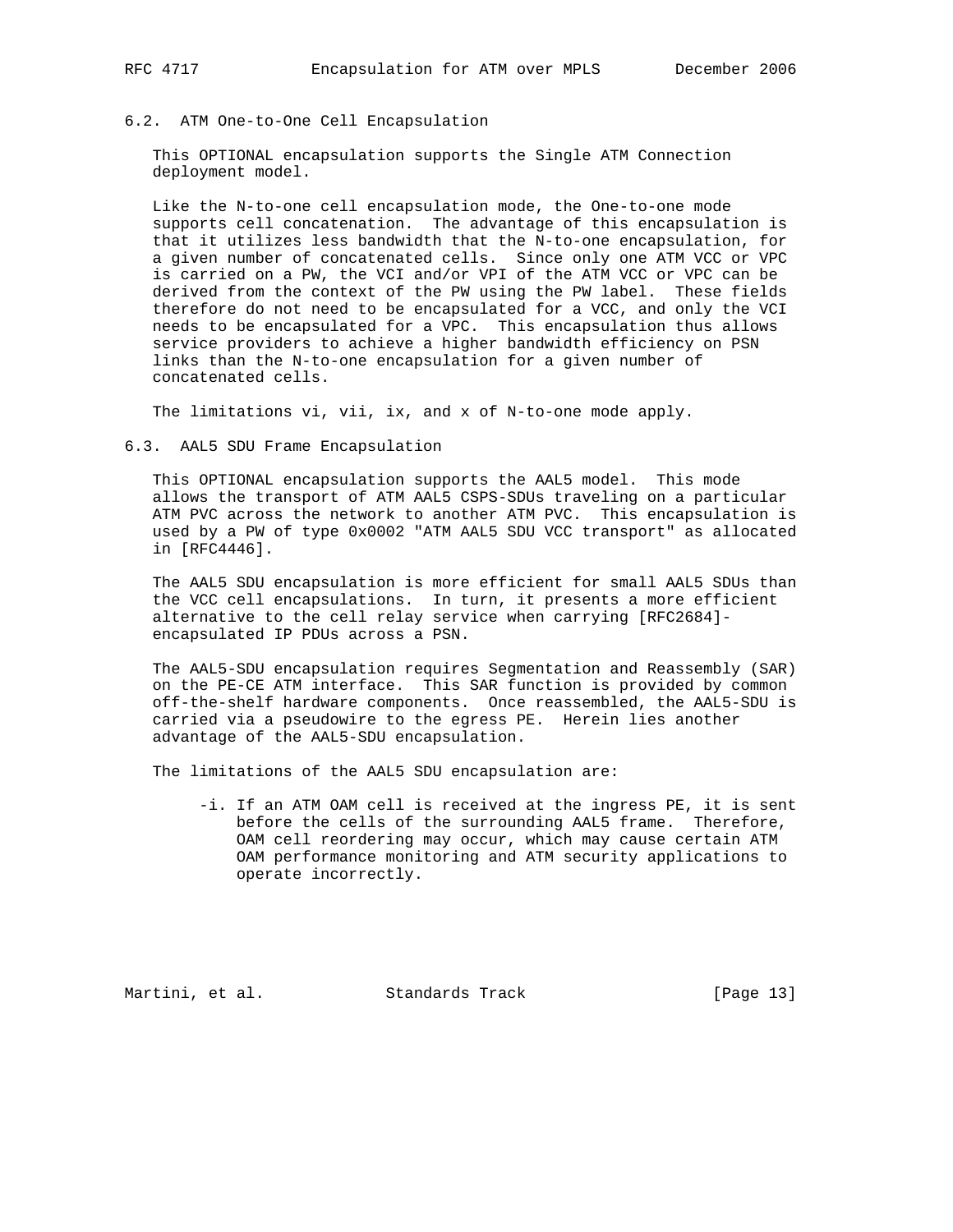## 6.2. ATM One-to-One Cell Encapsulation

This OPTIONAL encapsulation supports the Single ATM Connection deployment model.

Like the N-to-one cell encapsulation mode, the One-to-one mode supports cell concatenation. The advantage of this encapsulation is that it utilizes less bandwidth that the N-to-one encapsulation, for a given number of concatenated cells. Since only one ATM VCC or VPC is carried on a PW, the VCI and/or VPI of the ATM VCC or VPC can be derived from the context of the PW using the PW label. These fields therefore do not need to be encapsulated for a VCC, and only the VCI needs to be encapsulated for a VPC. This encapsulation thus allows service providers to achieve a higher bandwidth efficiency on PSN links than the N-to-one encapsulation for a given number of concatenated cells.

The limitations vi, vii, ix, and x of N-to-one mode apply.

## 6.3. AAL5 SDU Frame Encapsulation

This OPTIONAL encapsulation supports the AAL5 model. This mode allows the transport of ATM AAL5 CSPS-SDUs traveling on a particular ATM PVC across the network to another ATM PVC. This encapsulation is used by a PW of type 0x0002 "ATM AAL5 SDU VCC transport" as allocated in [RFC4446].

The AAL5 SDU encapsulation is more efficient for small AAL5 SDUs than the VCC cell encapsulations. In turn, it presents a more efficient alternative to the cell relay service when carrying [RFC2684]-encapsulated IP PDUs across a PSN.

The AAL5-SDU encapsulation requires Segmentation and Reassembly (SAR) on the PE-CE ATM interface. This SAR function is provided by common off-the-shelf hardware components. Once reassembled, the AAL5-SDU is carried via a pseudowire to the egress PE. Herein lies another advantage of the AAL5-SDU encapsulation.

The limitations of the AAL5 SDU encapsulation are:

-i. If an ATM OAM cell is received at the ingress PE, it is sent before the cells of the surrounding AAL5 frame. Therefore, OAM cell reordering may occur, which may cause certain ATM OAM performance monitoring and ATM security applications to operate incorrectly.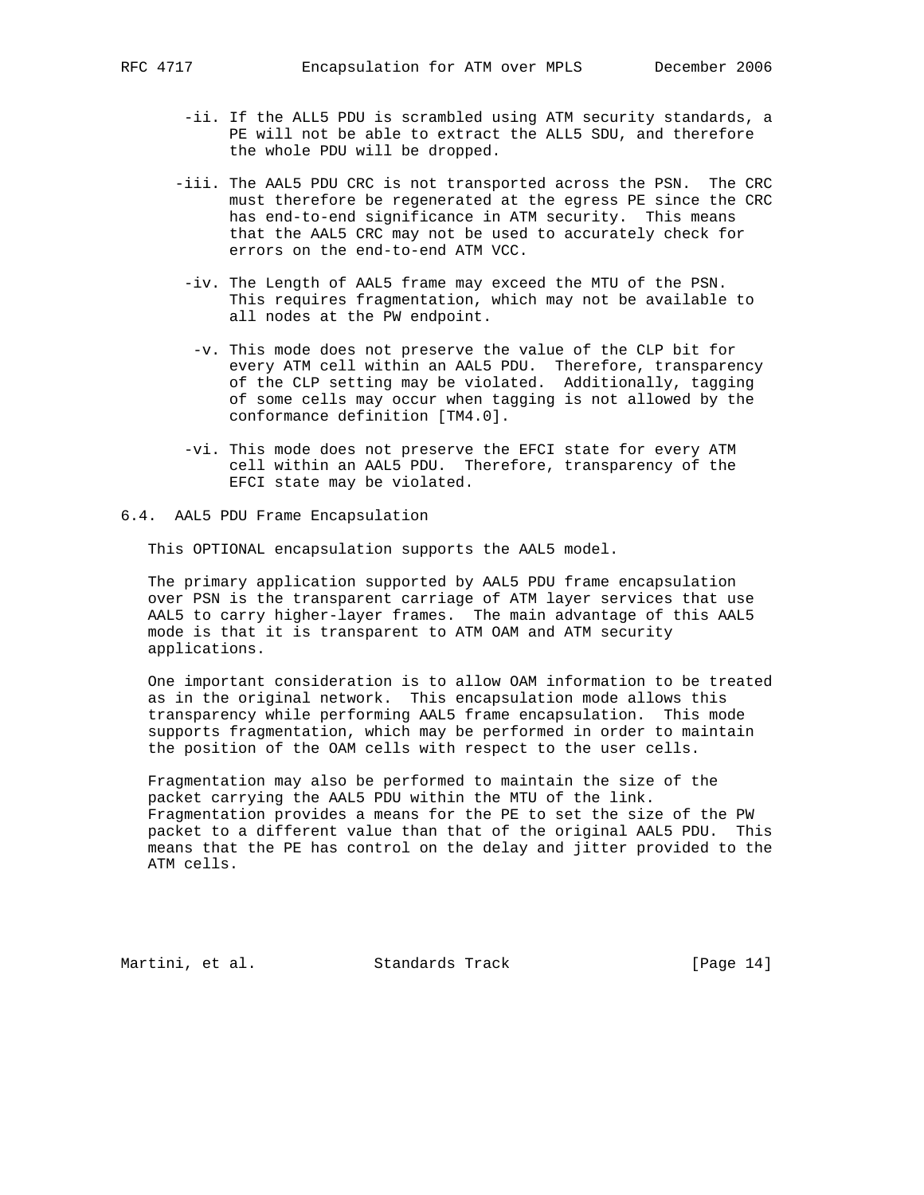- ii. If the ALL5 PDU is scrambled using ATM security standards, a PE will not be able to extract the ALL5 SDU, and therefore the whole PDU will be dropped.

- iii. The AAL5 PDU CRC is not transported across the PSN. The CRC must therefore be regenerated at the egress PE since the CRC has end-to-end significance in ATM security. This means that the AAL5 CRC may not be used to accurately check for errors on the end-to-end ATM VCC.

- iv. The Length of AAL5 frame may exceed the MTU of the PSN. This requires fragmentation, which may not be available to all nodes at the PW endpoint.

- v. This mode does not preserve the value of the CLP bit for every ATM cell within an AAL5 PDU. Therefore, transparency of the CLP setting may be violated. Additionally, tagging of some cells may occur when tagging is not allowed by the conformance definition [TM4.0].

- vi. This mode does not preserve the EFCI state for every ATM cell within an AAL5 PDU. Therefore, transparency of the EFCI state may be violated.

## 6.4. AAL5 PDU Frame Encapsulation

This OPTIONAL encapsulation supports the AAL5 model.

The primary application supported by AAL5 PDU frame encapsulation over PSN is the transparent carriage of ATM layer services that use AAL5 to carry higher-layer frames. The main advantage of this AAL5 mode is that it is transparent to ATM OAM and ATM security applications.

One important consideration is to allow OAM information to be treated as in the original network. This encapsulation mode allows this transparency while performing AAL5 frame encapsulation. This mode supports fragmentation, which may be performed in order to maintain the position of the OAM cells with respect to the user cells.

Fragmentation may also be performed to maintain the size of the packet carrying the AAL5 PDU within the MTU of the link. Fragmentation provides a means for the PE to set the size of the PW packet to a different value than that of the original AAL5 PDU. This means that the PE has control on the delay and jitter provided to the ATM cells.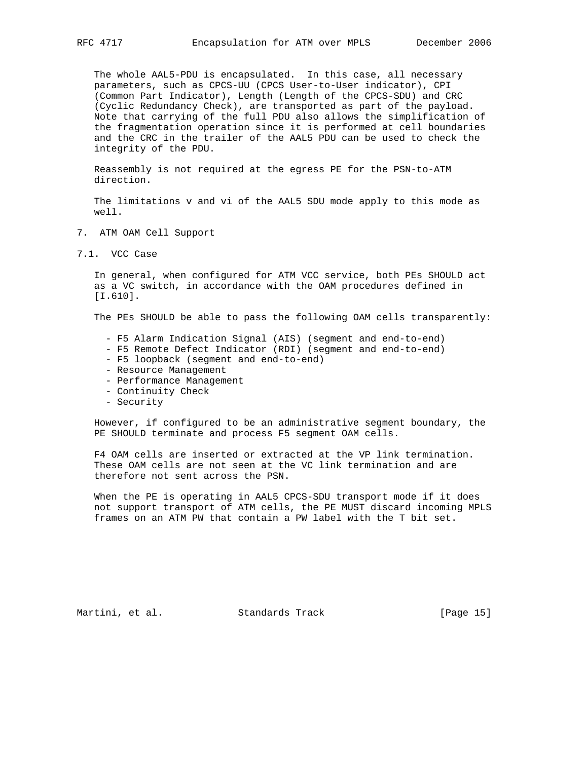The whole AAL5-PDU is encapsulated. In this case, all necessary parameters, such as CPCS-UU (CPCS User-to-User indicator), CPI (Common Part Indicator), Length (Length of the CPCS-SDU) and CRC (Cyclic Redundancy Check), are transported as part of the payload. Note that carrying of the full PDU also allows the simplification of the fragmentation operation since it is performed at cell boundaries and the CRC in the trailer of the AAL5 PDU can be used to check the integrity of the PDU.

Reassembly is not required at the egress PE for the PSN-to-ATM direction.

The limitations v and vi of the AAL5 SDU mode apply to this mode as well.

## 7. ATM OAM Cell Support

### 7.1. VCC Case

In general, when configured for ATM VCC service, both PEs SHOULD act as a VC switch, in accordance with the OAM procedures defined in [I.610].

The PEs SHOULD be able to pass the following OAM cells transparently:

- F5 Alarm Indication Signal (AIS) (segment and end-to-end)
- F5 Remote Defect Indicator (RDI) (segment and end-to-end)
- F5 loopback (segment and end-to-end)
- Resource Management
- Performance Management
- Continuity Check
- Security

However, if configured to be an administrative segment boundary, the PE SHOULD terminate and process F5 segment OAM cells.

F4 OAM cells are inserted or extracted at the VP link termination. These OAM cells are not seen at the VC link termination and are therefore not sent across the PSN.

When the PE is operating in AAL5 CPCS-SDU transport mode if it does not support transport of ATM cells, the PE MUST discard incoming MPLS frames on an ATM PW that contain a PW label with the T bit set.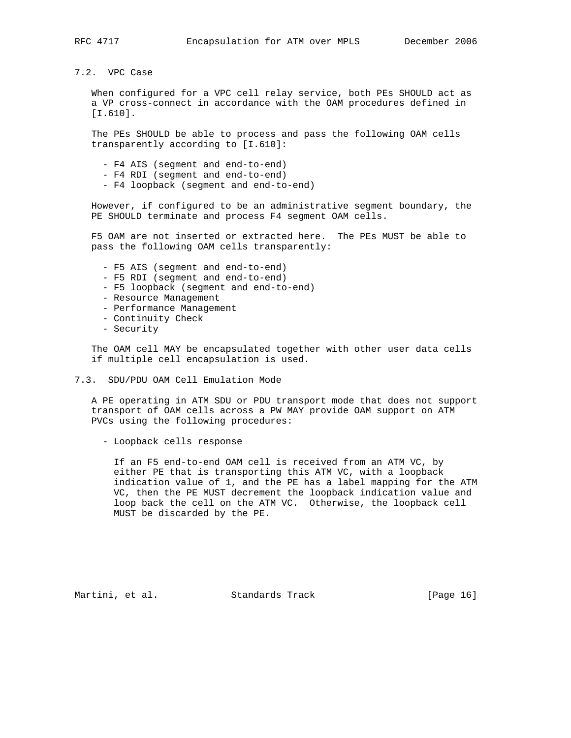### 7.2. VPC Case

When configured for a VPC cell relay service, both PEs SHOULD act as a VP cross-connect in accordance with the OAM procedures defined in [I.610].

The PEs SHOULD be able to process and pass the following OAM cells transparently according to [I.610]:

- F4 AIS (segment and end-to-end)
- F4 RDI (segment and end-to-end)
- F4 loopback (segment and end-to-end)

However, if configured to be an administrative segment boundary, the PE SHOULD terminate and process F4 segment OAM cells.

F5 OAM are not inserted or extracted here. The PEs MUST be able to pass the following OAM cells transparently:

- F5 AIS (segment and end-to-end)
- F5 RDI (segment and end-to-end)
- F5 loopback (segment and end-to-end)
- Resource Management
- Performance Management
- Continuity Check
- Security

The OAM cell MAY be encapsulated together with other user data cells if multiple cell encapsulation is used.

### 7.3. SDU/PDU OAM Cell Emulation Mode

A PE operating in ATM SDU or PDU transport mode that does not support transport of OAM cells across a PW MAY provide OAM support on ATM PVCs using the following procedures:

- Loopback cells response

  If an F5 end-to-end OAM cell is received from an ATM VC, by either PE that is transporting this ATM VC, with a loopback indication value of 1, and the PE has a label mapping for the ATM VC, then the PE MUST decrement the loopback indication value and loop back the cell on the ATM VC. Otherwise, the loopback cell MUST be discarded by the PE.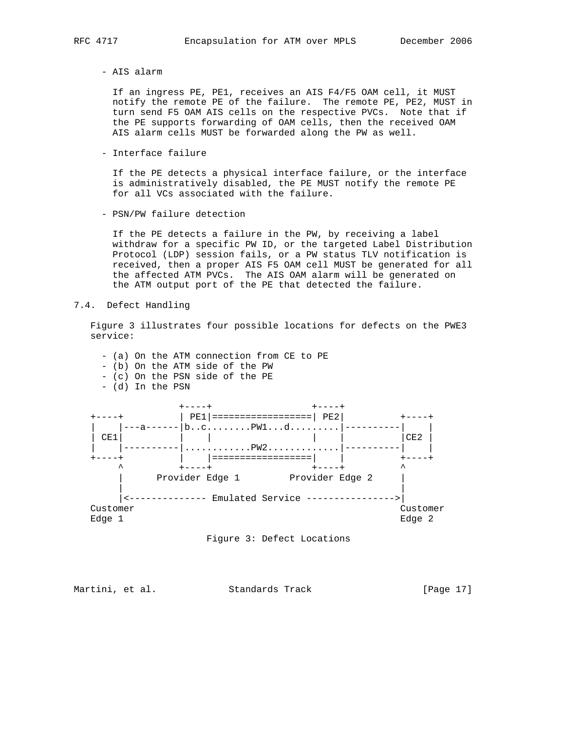- AIS alarm

  If an ingress PE, PE1, receives an AIS F4/F5 OAM cell, it MUST notify the remote PE of the failure. The remote PE, PE2, MUST in turn send F5 OAM AIS cells on the respective PVCs. Note that if the PE supports forwarding of OAM cells, then the received OAM AIS alarm cells MUST be forwarded along the PW as well.

- Interface failure

  If the PE detects a physical interface failure, or the interface is administratively disabled, the PE MUST notify the remote PE for all VCs associated with the failure.

- PSN/PW failure detection

  If the PE detects a failure in the PW, by receiving a label withdraw for a specific PW ID, or the targeted Label Distribution Protocol (LDP) session fails, or a PW status TLV notification is received, then a proper AIS F5 OAM cell MUST be generated for all the affected ATM PVCs. The AIS OAM alarm will be generated on the ATM output port of the PE that detected the failure.

### 7.4. Defect Handling

Figure 3 illustrates four possible locations for defects on the PWE3 service:

- (a) On the ATM connection from CE to PE
- (b) On the ATM side of the PW
- (c) On the PSN side of the PE
- (d) In the PSN

```
               +----+                  +----+
+----+         | PE1|==================| PE2|         +----+
|    |---a------|b..c........PW1...d.........|----------|    |
| CE1|         |    |                  |    |         |CE2 |
|    |----------|............PW2.............|----------|    |
+----+         |    |==================|    |         +----+
     ^          +----+                  +----+         ^
     |      Provider Edge 1        Provider Edge 2     |
     |                                                 |
     |<-------------- Emulated Service ---------------->|
Customer                                            Customer
Edge 1                                              Edge 2
```

Figure 3: Defect Locations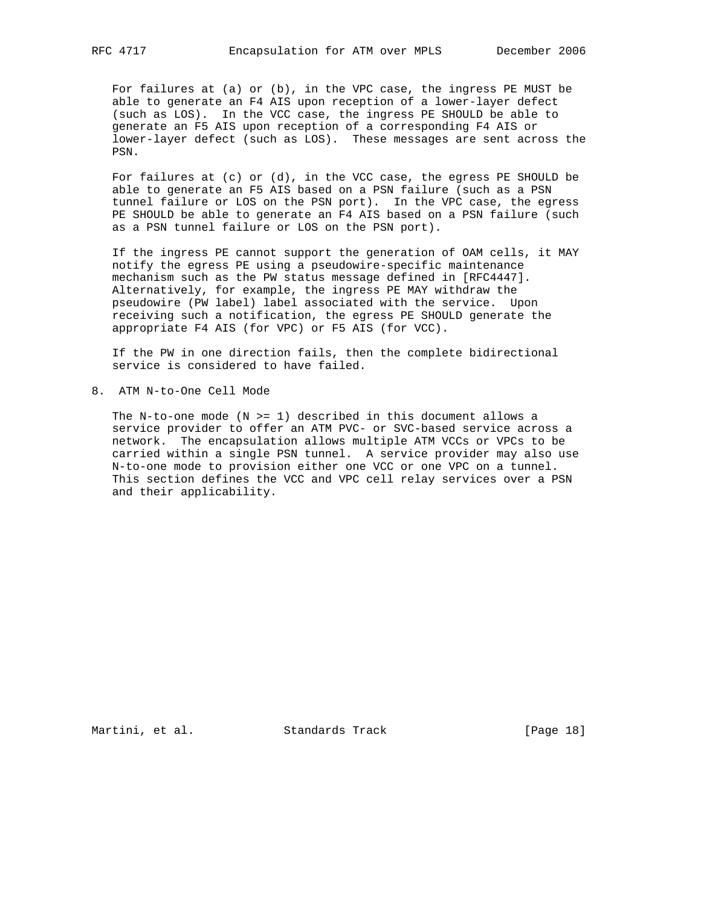For failures at (a) or (b), in the VPC case, the ingress PE MUST be able to generate an F4 AIS upon reception of a lower-layer defect (such as LOS). In the VCC case, the ingress PE SHOULD be able to generate an F5 AIS upon reception of a corresponding F4 AIS or lower-layer defect (such as LOS). These messages are sent across the PSN.

For failures at (c) or (d), in the VCC case, the egress PE SHOULD be able to generate an F5 AIS based on a PSN failure (such as a PSN tunnel failure or LOS on the PSN port). In the VPC case, the egress PE SHOULD be able to generate an F4 AIS based on a PSN failure (such as a PSN tunnel failure or LOS on the PSN port).

If the ingress PE cannot support the generation of OAM cells, it MAY notify the egress PE using a pseudowire-specific maintenance mechanism such as the PW status message defined in [RFC4447]. Alternatively, for example, the ingress PE MAY withdraw the pseudowire (PW label) label associated with the service. Upon receiving such a notification, the egress PE SHOULD generate the appropriate F4 AIS (for VPC) or F5 AIS (for VCC).

If the PW in one direction fails, then the complete bidirectional service is considered to have failed.

## 8. ATM N-to-One Cell Mode

The N-to-one mode (N >= 1) described in this document allows a service provider to offer an ATM PVC- or SVC-based service across a network. The encapsulation allows multiple ATM VCCs or VPCs to be carried within a single PSN tunnel. A service provider may also use N-to-one mode to provision either one VCC or one VPC on a tunnel. This section defines the VCC and VPC cell relay services over a PSN and their applicability.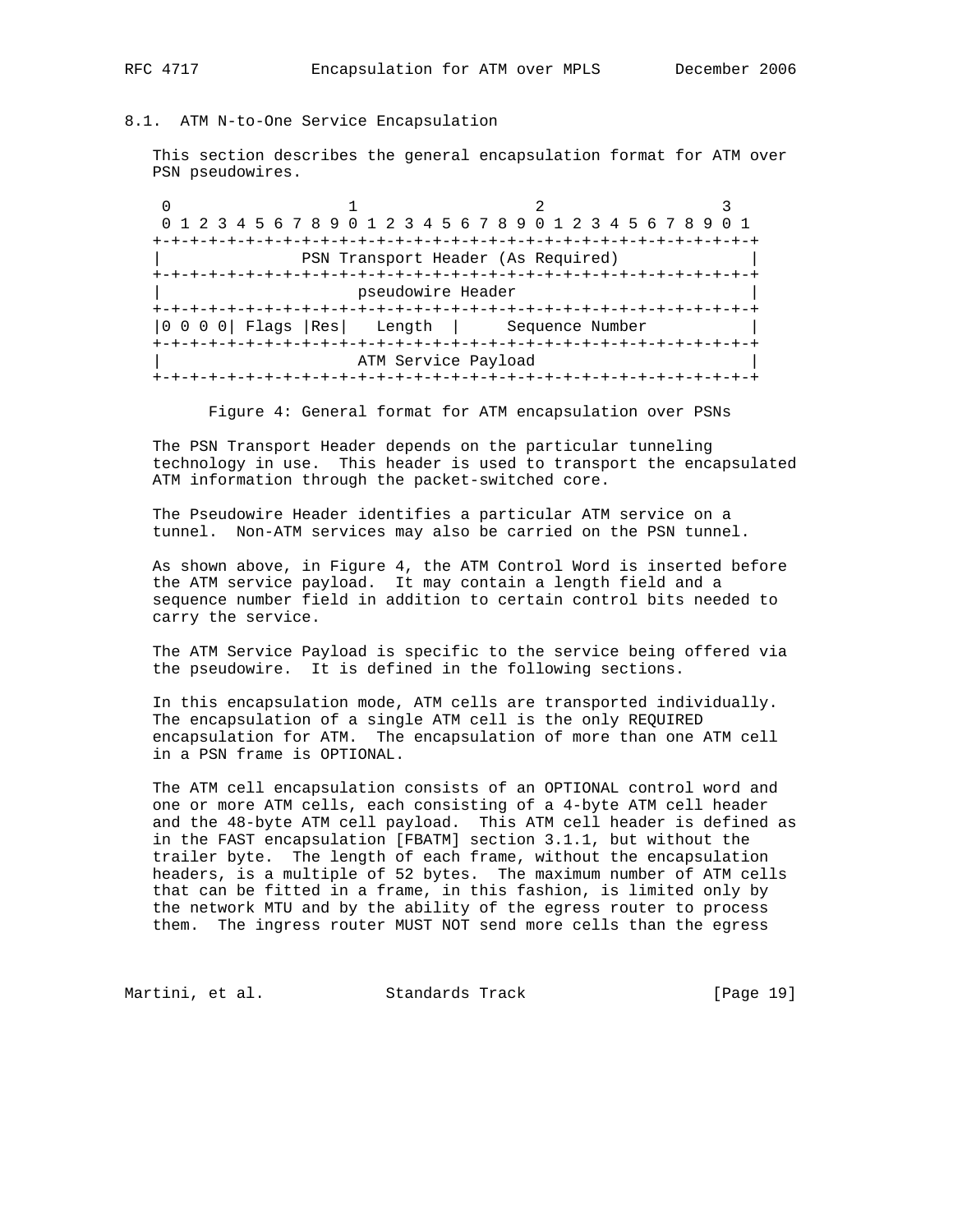### 8.1. ATM N-to-One Service Encapsulation

This section describes the general encapsulation format for ATM over PSN pseudowires.

```
 0                   1                   2                   3
 0 1 2 3 4 5 6 7 8 9 0 1 2 3 4 5 6 7 8 9 0 1 2 3 4 5 6 7 8 9 0 1
+-+-+-+-+-+-+-+-+-+-+-+-+-+-+-+-+-+-+-+-+-+-+-+-+-+-+-+-+-+-+-+-+
|              PSN Transport Header (As Required)               |
+-+-+-+-+-+-+-+-+-+-+-+-+-+-+-+-+-+-+-+-+-+-+-+-+-+-+-+-+-+-+-+-+
|                     pseudowire Header                         |
+-+-+-+-+-+-+-+-+-+-+-+-+-+-+-+-+-+-+-+-+-+-+-+-+-+-+-+-+-+-+-+-+
|0 0 0 0| Flags |Res|   Length  |     Sequence Number           |
+-+-+-+-+-+-+-+-+-+-+-+-+-+-+-+-+-+-+-+-+-+-+-+-+-+-+-+-+-+-+-+-+
|                     ATM Service Payload                       |
+-+-+-+-+-+-+-+-+-+-+-+-+-+-+-+-+-+-+-+-+-+-+-+-+-+-+-+-+-+-+-+-+
```

Figure 4: General format for ATM encapsulation over PSNs

The PSN Transport Header depends on the particular tunneling technology in use. This header is used to transport the encapsulated ATM information through the packet-switched core.

The Pseudowire Header identifies a particular ATM service on a tunnel. Non-ATM services may also be carried on the PSN tunnel.

As shown above, in Figure 4, the ATM Control Word is inserted before the ATM service payload. It may contain a length field and a sequence number field in addition to certain control bits needed to carry the service.

The ATM Service Payload is specific to the service being offered via the pseudowire. It is defined in the following sections.

In this encapsulation mode, ATM cells are transported individually. The encapsulation of a single ATM cell is the only REQUIRED encapsulation for ATM. The encapsulation of more than one ATM cell in a PSN frame is OPTIONAL.

The ATM cell encapsulation consists of an OPTIONAL control word and one or more ATM cells, each consisting of a 4-byte ATM cell header and the 48-byte ATM cell payload. This ATM cell header is defined as in the FAST encapsulation [FBATM] section 3.1.1, but without the trailer byte. The length of each frame, without the encapsulation headers, is a multiple of 52 bytes. The maximum number of ATM cells that can be fitted in a frame, in this fashion, is limited only by the network MTU and by the ability of the egress router to process them. The ingress router MUST NOT send more cells than the egress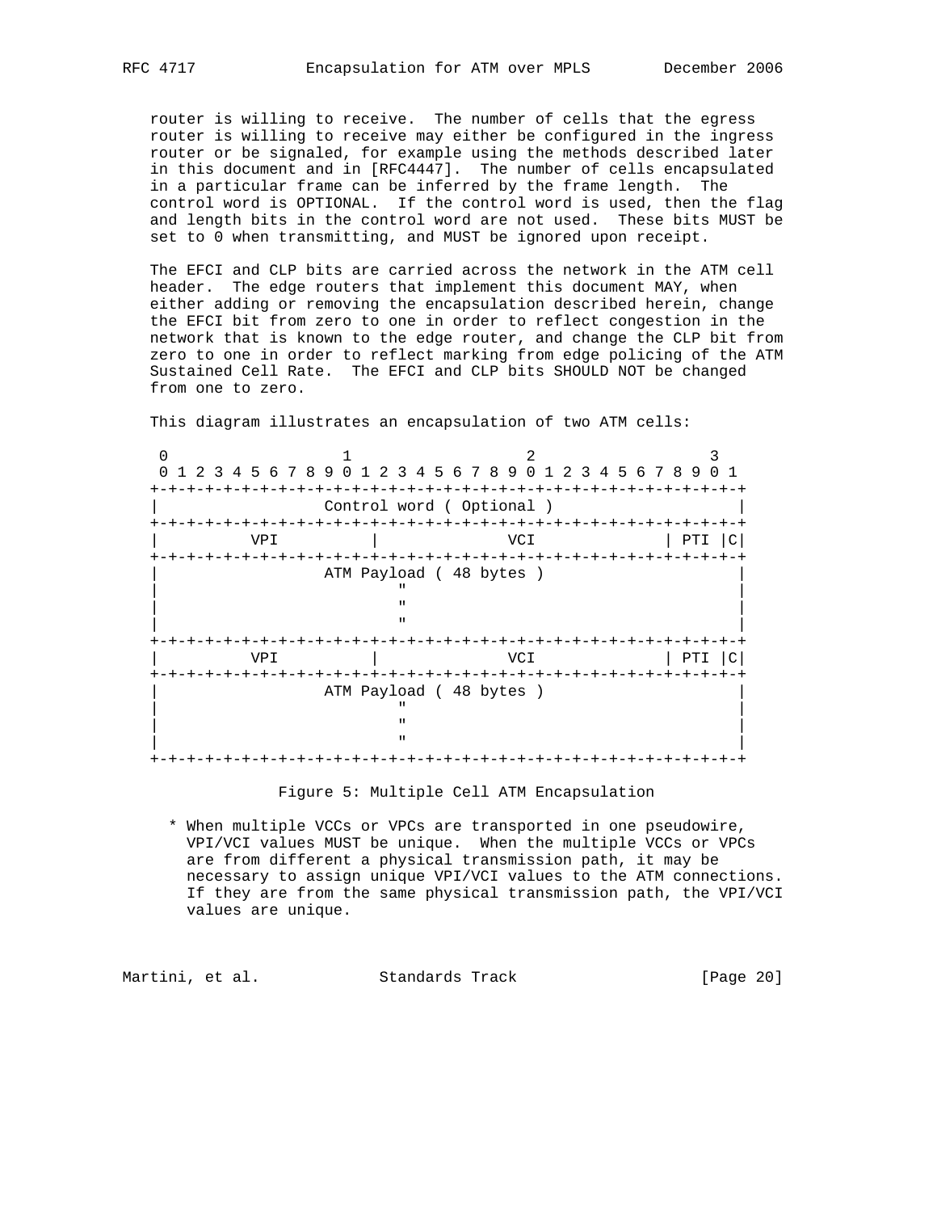router is willing to receive. The number of cells that the egress router is willing to receive may either be configured in the ingress router or be signaled, for example using the methods described later in this document and in [RFC4447]. The number of cells encapsulated in a particular frame can be inferred by the frame length. The control word is OPTIONAL. If the control word is used, then the flag and length bits in the control word are not used. These bits MUST be set to 0 when transmitting, and MUST be ignored upon receipt.

The EFCI and CLP bits are carried across the network in the ATM cell header. The edge routers that implement this document MAY, when either adding or removing the encapsulation described herein, change the EFCI bit from zero to one in order to reflect congestion in the network that is known to the edge router, and change the CLP bit from zero to one in order to reflect marking from edge policing of the ATM Sustained Cell Rate. The EFCI and CLP bits SHOULD NOT be changed from one to zero.

This diagram illustrates an encapsulation of two ATM cells:

```
 0                   1                   2                   3
 0 1 2 3 4 5 6 7 8 9 0 1 2 3 4 5 6 7 8 9 0 1 2 3 4 5 6 7 8 9 0 1
+-+-+-+-+-+-+-+-+-+-+-+-+-+-+-+-+-+-+-+-+-+-+-+-+-+-+-+-+-+-+-+-+
|                  Control word ( Optional )                    |
+-+-+-+-+-+-+-+-+-+-+-+-+-+-+-+-+-+-+-+-+-+-+-+-+-+-+-+-+-+-+-+-+
|          VPI          |              VCI              | PTI |C|
+-+-+-+-+-+-+-+-+-+-+-+-+-+-+-+-+-+-+-+-+-+-+-+-+-+-+-+-+-+-+-+-+
|                 ATM Payload ( 48 bytes )                      |
|                             "                                 |
|                             "                                 |
|                             "                                 |
+-+-+-+-+-+-+-+-+-+-+-+-+-+-+-+-+-+-+-+-+-+-+-+-+-+-+-+-+-+-+-+-+
|          VPI          |              VCI              | PTI |C|
+-+-+-+-+-+-+-+-+-+-+-+-+-+-+-+-+-+-+-+-+-+-+-+-+-+-+-+-+-+-+-+-+
|                 ATM Payload ( 48 bytes )                      |
|                             "                                 |
|                             "                                 |
|                             "                                 |
+-+-+-+-+-+-+-+-+-+-+-+-+-+-+-+-+-+-+-+-+-+-+-+-+-+-+-+-+-+-+-+-+
```

Figure 5: Multiple Cell ATM Encapsulation

* When multiple VCCs or VPCs are transported in one pseudowire, VPI/VCI values MUST be unique. When the multiple VCCs or VPCs are from different a physical transmission path, it may be necessary to assign unique VPI/VCI values to the ATM connections. If they are from the same physical transmission path, the VPI/VCI values are unique.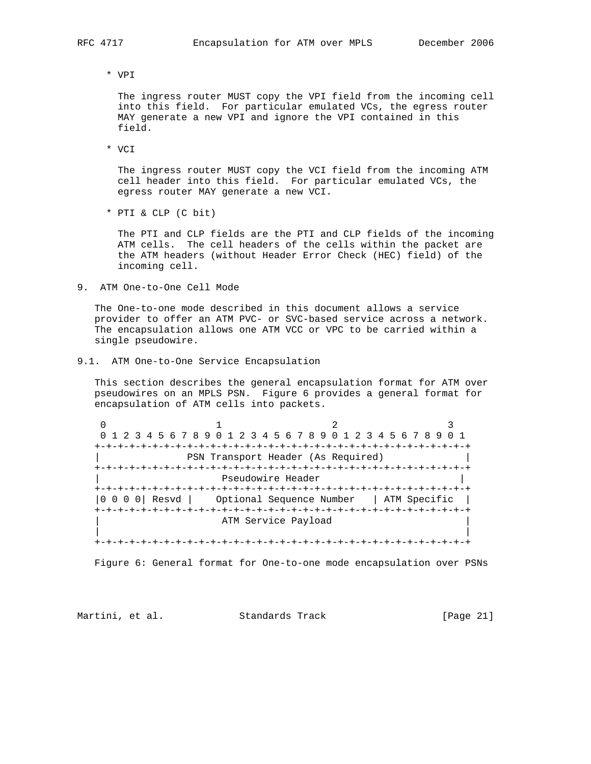* VPI

  The ingress router MUST copy the VPI field from the incoming cell into this field. For particular emulated VCs, the egress router MAY generate a new VPI and ignore the VPI contained in this field.

* VCI

  The ingress router MUST copy the VCI field from the incoming ATM cell header into this field. For particular emulated VCs, the egress router MAY generate a new VCI.

* PTI & CLP (C bit)

  The PTI and CLP fields are the PTI and CLP fields of the incoming ATM cells. The cell headers of the cells within the packet are the ATM headers (without Header Error Check (HEC) field) of the incoming cell.

## 9. ATM One-to-One Cell Mode

The One-to-one mode described in this document allows a service provider to offer an ATM PVC- or SVC-based service across a network. The encapsulation allows one ATM VCC or VPC to be carried within a single pseudowire.

### 9.1. ATM One-to-One Service Encapsulation

This section describes the general encapsulation format for ATM over pseudowires on an MPLS PSN. Figure 6 provides a general format for encapsulation of ATM cells into packets.

```
 0                   1                   2                   3
 0 1 2 3 4 5 6 7 8 9 0 1 2 3 4 5 6 7 8 9 0 1 2 3 4 5 6 7 8 9 0 1
+-+-+-+-+-+-+-+-+-+-+-+-+-+-+-+-+-+-+-+-+-+-+-+-+-+-+-+-+-+-+-+-+
|              PSN Transport Header (As Required)               |
+-+-+-+-+-+-+-+-+-+-+-+-+-+-+-+-+-+-+-+-+-+-+-+-+-+-+-+-+-+-+-+-+
|                     Pseudowire Header                        |
+-+-+-+-+-+-+-+-+-+-+-+-+-+-+-+-+-+-+-+-+-+-+-+-+-+-+-+-+-+-+-+-+
|0 0 0 0| Resvd |    Optional Sequence Number   | ATM Specific  |
+-+-+-+-+-+-+-+-+-+-+-+-+-+-+-+-+-+-+-+-+-+-+-+-+-+-+-+-+-+-+-+-+
|                     ATM Service Payload                       |
|                                                               |
+-+-+-+-+-+-+-+-+-+-+-+-+-+-+-+-+-+-+-+-+-+-+-+-+-+-+-+-+-+-+-+-+
```

Figure 6: General format for One-to-one mode encapsulation over PSNs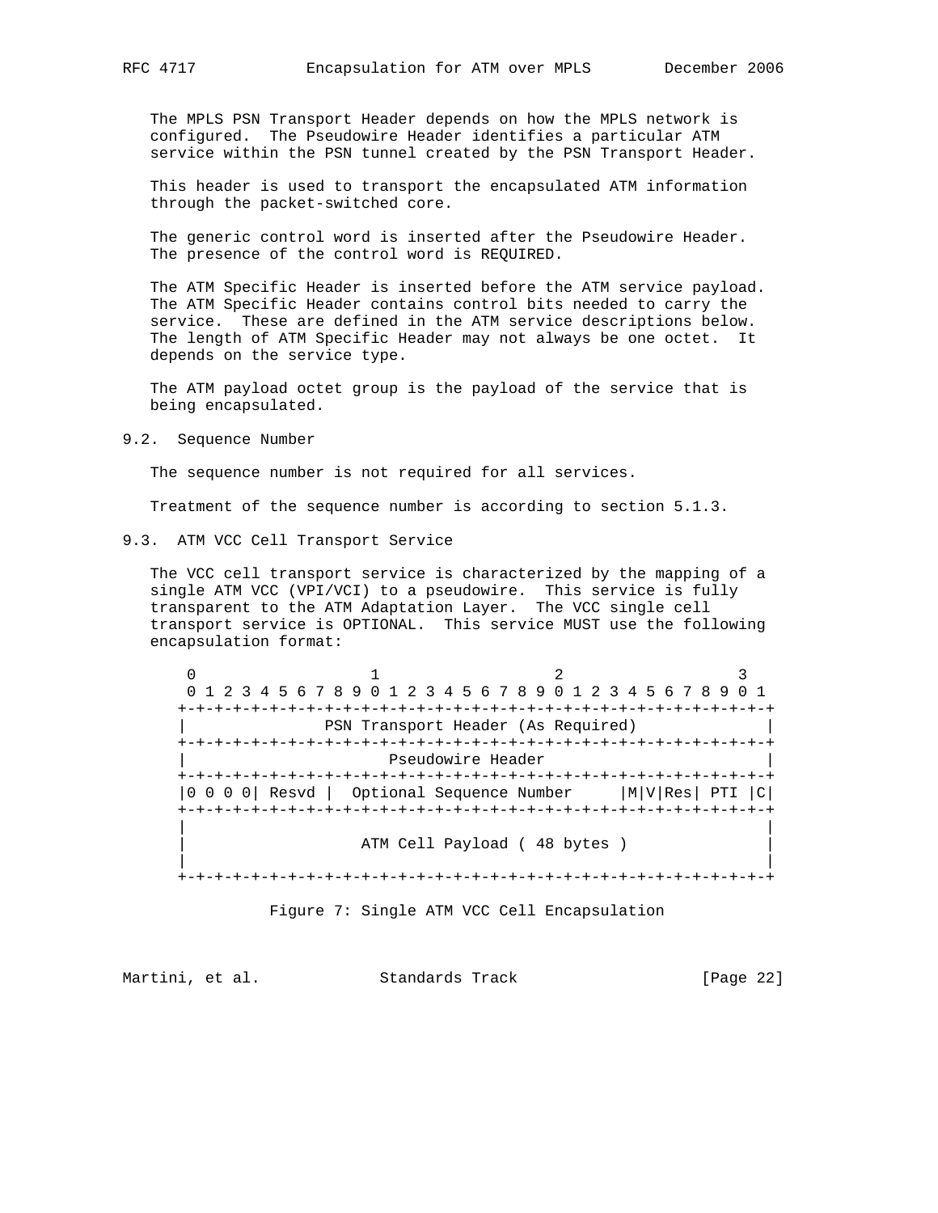The MPLS PSN Transport Header depends on how the MPLS network is configured. The Pseudowire Header identifies a particular ATM service within the PSN tunnel created by the PSN Transport Header.

This header is used to transport the encapsulated ATM information through the packet-switched core.

The generic control word is inserted after the Pseudowire Header. The presence of the control word is REQUIRED.

The ATM Specific Header is inserted before the ATM service payload. The ATM Specific Header contains control bits needed to carry the service. These are defined in the ATM service descriptions below. The length of ATM Specific Header may not always be one octet. It depends on the service type.

The ATM payload octet group is the payload of the service that is being encapsulated.

## 9.2. Sequence Number

The sequence number is not required for all services.

Treatment of the sequence number is according to section 5.1.3.

## 9.3. ATM VCC Cell Transport Service

The VCC cell transport service is characterized by the mapping of a single ATM VCC (VPI/VCI) to a pseudowire. This service is fully transparent to the ATM Adaptation Layer. The VCC single cell transport service is OPTIONAL. This service MUST use the following encapsulation format:

```
 0                   1                   2                   3
 0 1 2 3 4 5 6 7 8 9 0 1 2 3 4 5 6 7 8 9 0 1 2 3 4 5 6 7 8 9 0 1
+-+-+-+-+-+-+-+-+-+-+-+-+-+-+-+-+-+-+-+-+-+-+-+-+-+-+-+-+-+-+-+-+
|               PSN Transport Header (As Required)              |
+-+-+-+-+-+-+-+-+-+-+-+-+-+-+-+-+-+-+-+-+-+-+-+-+-+-+-+-+-+-+-+-+
|                       Pseudowire Header                       |
+-+-+-+-+-+-+-+-+-+-+-+-+-+-+-+-+-+-+-+-+-+-+-+-+-+-+-+-+-+-+-+-+
|0 0 0 0| Resvd |  Optional Sequence Number     |M|V|Res| PTI |C|
+-+-+-+-+-+-+-+-+-+-+-+-+-+-+-+-+-+-+-+-+-+-+-+-+-+-+-+-+-+-+-+-+
|                                                               |
|                   ATM Cell Payload ( 48 bytes )               |
|                                                               |
+-+-+-+-+-+-+-+-+-+-+-+-+-+-+-+-+-+-+-+-+-+-+-+-+-+-+-+-+-+-+-+-+
```

Figure 7: Single ATM VCC Cell Encapsulation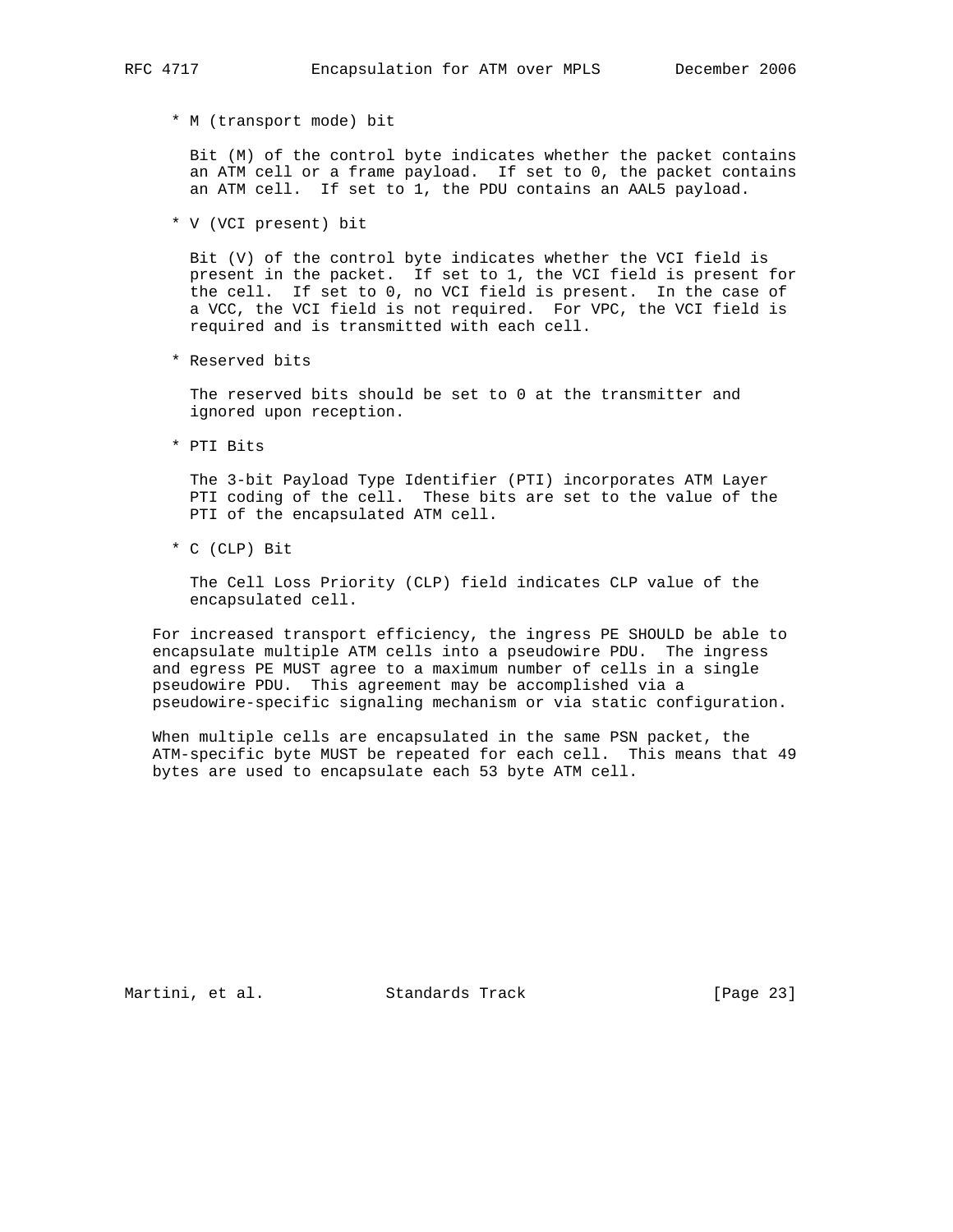* M (transport mode) bit

  Bit (M) of the control byte indicates whether the packet contains an ATM cell or a frame payload. If set to 0, the packet contains an ATM cell. If set to 1, the PDU contains an AAL5 payload.

* V (VCI present) bit

  Bit (V) of the control byte indicates whether the VCI field is present in the packet. If set to 1, the VCI field is present for the cell. If set to 0, no VCI field is present. In the case of a VCC, the VCI field is not required. For VPC, the VCI field is required and is transmitted with each cell.

* Reserved bits

  The reserved bits should be set to 0 at the transmitter and ignored upon reception.

* PTI Bits

  The 3-bit Payload Type Identifier (PTI) incorporates ATM Layer PTI coding of the cell. These bits are set to the value of the PTI of the encapsulated ATM cell.

* C (CLP) Bit

  The Cell Loss Priority (CLP) field indicates CLP value of the encapsulated cell.

For increased transport efficiency, the ingress PE SHOULD be able to encapsulate multiple ATM cells into a pseudowire PDU. The ingress and egress PE MUST agree to a maximum number of cells in a single pseudowire PDU. This agreement may be accomplished via a pseudowire-specific signaling mechanism or via static configuration.

When multiple cells are encapsulated in the same PSN packet, the ATM-specific byte MUST be repeated for each cell. This means that 49 bytes are used to encapsulate each 53 byte ATM cell.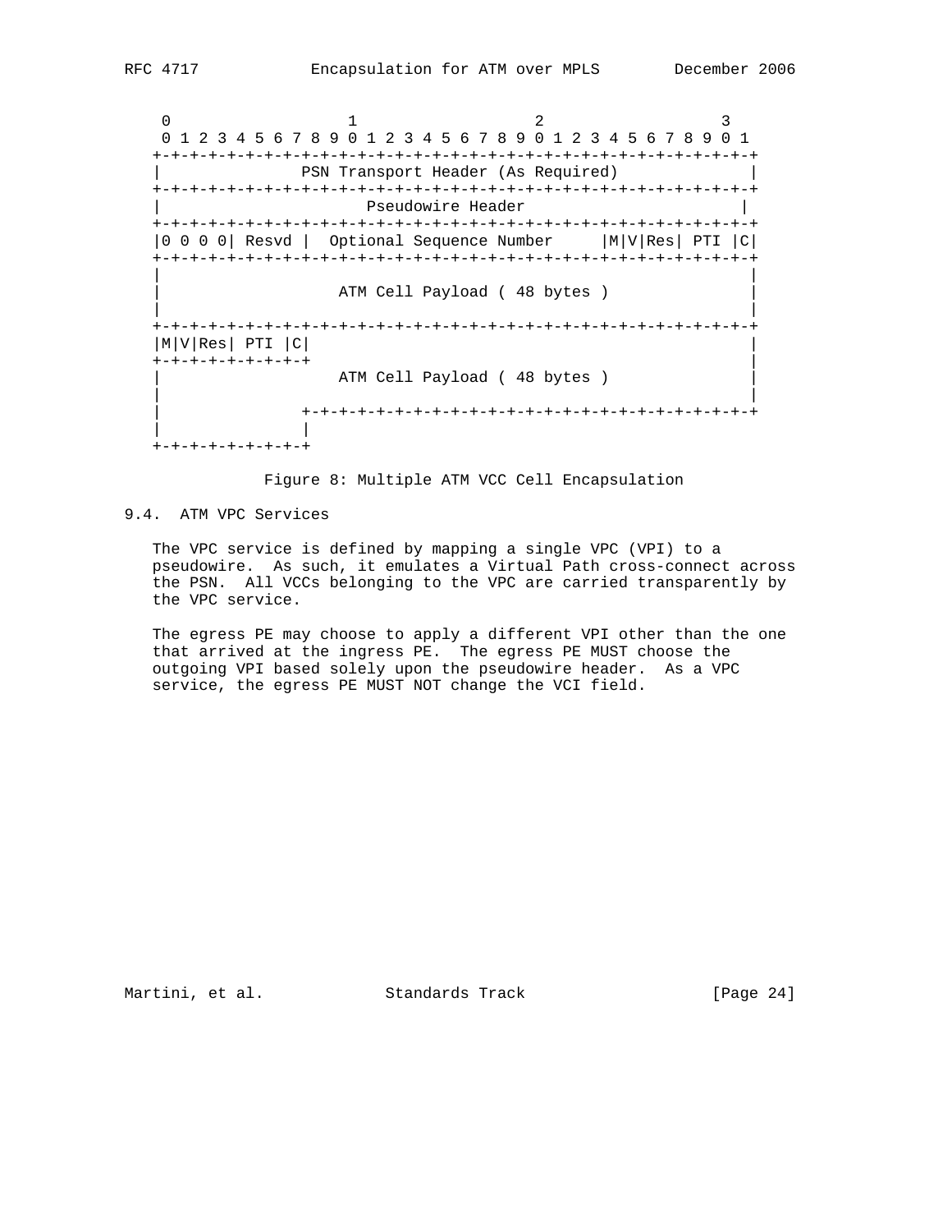```
    0                   1                   2                   3
    0 1 2 3 4 5 6 7 8 9 0 1 2 3 4 5 6 7 8 9 0 1 2 3 4 5 6 7 8 9 0 1
   +-+-+-+-+-+-+-+-+-+-+-+-+-+-+-+-+-+-+-+-+-+-+-+-+-+-+-+-+-+-+-+-+
   |               PSN Transport Header (As Required)              |
   +-+-+-+-+-+-+-+-+-+-+-+-+-+-+-+-+-+-+-+-+-+-+-+-+-+-+-+-+-+-+-+-+
   |                      Pseudowire Header                        |
   +-+-+-+-+-+-+-+-+-+-+-+-+-+-+-+-+-+-+-+-+-+-+-+-+-+-+-+-+-+-+-+-+
   |0 0 0 0| Resvd |  Optional Sequence Number     |M|V|Res| PTI |C|
   +-+-+-+-+-+-+-+-+-+-+-+-+-+-+-+-+-+-+-+-+-+-+-+-+-+-+-+-+-+-+-+-+
   |                                                               |
   |                   ATM Cell Payload ( 48 bytes )               |
   |                                                               |
   +-+-+-+-+-+-+-+-+-+-+-+-+-+-+-+-+-+-+-+-+-+-+-+-+-+-+-+-+-+-+-+-+
   |M|V|Res| PTI |C|                                               |
   +-+-+-+-+-+-+-+-+                                               |
   |                   ATM Cell Payload ( 48 bytes )               |
   |                                                               |
   |               +-+-+-+-+-+-+-+-+-+-+-+-+-+-+-+-+-+-+-+-+-+-+-+-+
   |               |
   +-+-+-+-+-+-+-+-+
```

Figure 8: Multiple ATM VCC Cell Encapsulation

### 9.4. ATM VPC Services

The VPC service is defined by mapping a single VPC (VPI) to a pseudowire. As such, it emulates a Virtual Path cross-connect across the PSN. All VCCs belonging to the VPC are carried transparently by the VPC service.

The egress PE may choose to apply a different VPI other than the one that arrived at the ingress PE. The egress PE MUST choose the outgoing VPI based solely upon the pseudowire header. As a VPC service, the egress PE MUST NOT change the VCI field.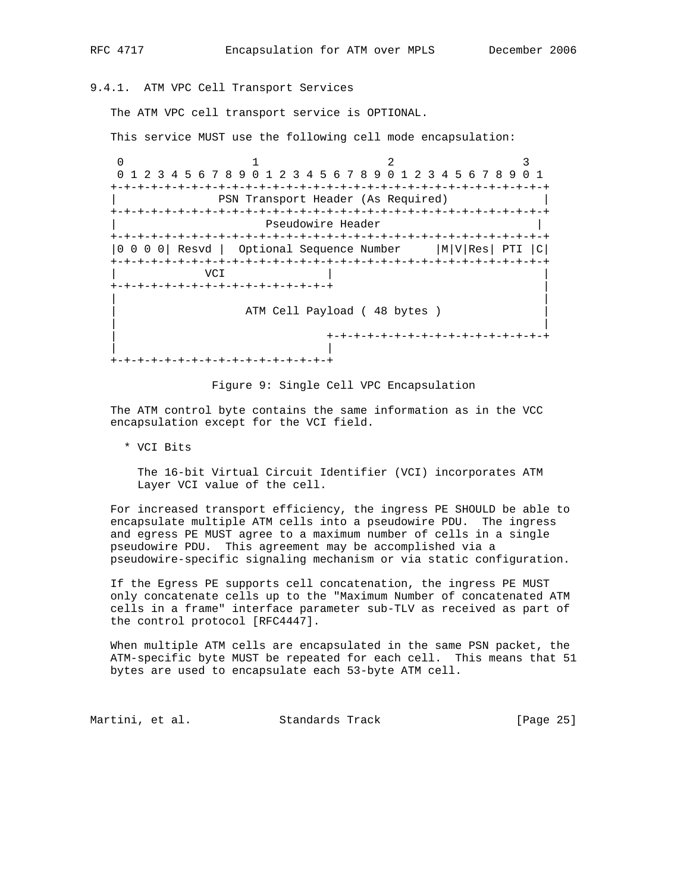### 9.4.1. ATM VPC Cell Transport Services

The ATM VPC cell transport service is OPTIONAL.

This service MUST use the following cell mode encapsulation:

```
 0                   1                   2                   3
 0 1 2 3 4 5 6 7 8 9 0 1 2 3 4 5 6 7 8 9 0 1 2 3 4 5 6 7 8 9 0 1
+-+-+-+-+-+-+-+-+-+-+-+-+-+-+-+-+-+-+-+-+-+-+-+-+-+-+-+-+-+-+-+-+
|              PSN Transport Header (As Required)               |
+-+-+-+-+-+-+-+-+-+-+-+-+-+-+-+-+-+-+-+-+-+-+-+-+-+-+-+-+-+-+-+-+
|                       Pseudowire Header                       |
+-+-+-+-+-+-+-+-+-+-+-+-+-+-+-+-+-+-+-+-+-+-+-+-+-+-+-+-+-+-+-+-+
|0 0 0 0| Resvd |  Optional Sequence Number     |M|V|Res| PTI |C|
+-+-+-+-+-+-+-+-+-+-+-+-+-+-+-+-+-+-+-+-+-+-+-+-+-+-+-+-+-+-+-+-+
|             VCI               |                               |
+-+-+-+-+-+-+-+-+-+-+-+-+-+-+-+-+                               |
|                                                               |
|                   ATM Cell Payload ( 48 bytes )               |
|                                                               |
|                               +-+-+-+-+-+-+-+-+-+-+-+-+-+-+-+-+
|                               |
+-+-+-+-+-+-+-+-+-+-+-+-+-+-+-+-+
```

Figure 9: Single Cell VPC Encapsulation

The ATM control byte contains the same information as in the VCC encapsulation except for the VCI field.

* VCI Bits

  The 16-bit Virtual Circuit Identifier (VCI) incorporates ATM Layer VCI value of the cell.

For increased transport efficiency, the ingress PE SHOULD be able to encapsulate multiple ATM cells into a pseudowire PDU. The ingress and egress PE MUST agree to a maximum number of cells in a single pseudowire PDU. This agreement may be accomplished via a pseudowire-specific signaling mechanism or via static configuration.

If the Egress PE supports cell concatenation, the ingress PE MUST only concatenate cells up to the "Maximum Number of concatenated ATM cells in a frame" interface parameter sub-TLV as received as part of the control protocol [RFC4447].

When multiple ATM cells are encapsulated in the same PSN packet, the ATM-specific byte MUST be repeated for each cell. This means that 51 bytes are used to encapsulate each 53-byte ATM cell.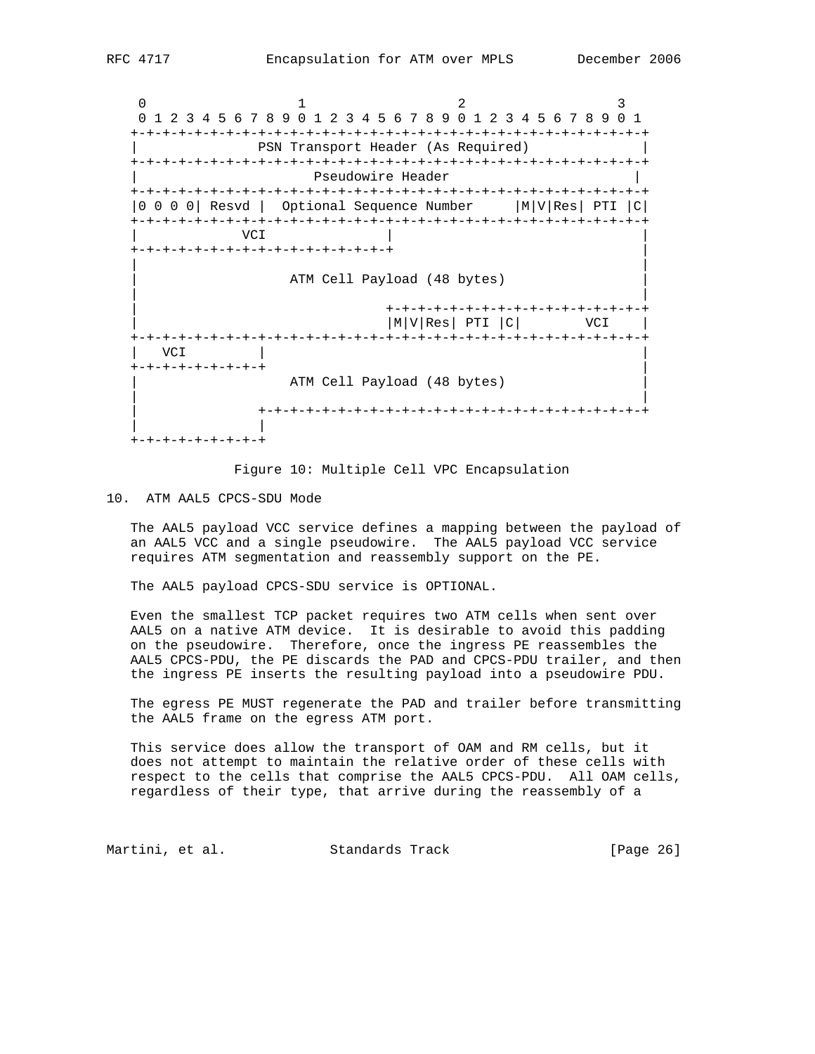```
     0                   1                   2                   3
     0 1 2 3 4 5 6 7 8 9 0 1 2 3 4 5 6 7 8 9 0 1 2 3 4 5 6 7 8 9 0 1
    +-+-+-+-+-+-+-+-+-+-+-+-+-+-+-+-+-+-+-+-+-+-+-+-+-+-+-+-+-+-+-+-+
    |               PSN Transport Header (As Required)              |
    +-+-+-+-+-+-+-+-+-+-+-+-+-+-+-+-+-+-+-+-+-+-+-+-+-+-+-+-+-+-+-+-+
    |                       Pseudowire Header                       |
    +-+-+-+-+-+-+-+-+-+-+-+-+-+-+-+-+-+-+-+-+-+-+-+-+-+-+-+-+-+-+-+-+
    |0 0 0 0| Resvd |  Optional Sequence Number     |M|V|Res| PTI |C|
    +-+-+-+-+-+-+-+-+-+-+-+-+-+-+-+-+-+-+-+-+-+-+-+-+-+-+-+-+-+-+-+-+
    |             VCI               |                               |
    +-+-+-+-+-+-+-+-+-+-+-+-+-+-+-+-+                               |
    |                                                               |
    |                   ATM Cell Payload (48 bytes)                 |
    |                                                               |
    |                               +-+-+-+-+-+-+-+-+-+-+-+-+-+-+-+-+
    |                               |M|V|Res| PTI |C|        VCI    |
    +-+-+-+-+-+-+-+-+-+-+-+-+-+-+-+-+-+-+-+-+-+-+-+-+-+-+-+-+-+-+-+-+
    |   VCI         |                                               |
    +-+-+-+-+-+-+-+-+                                               |
    |                   ATM Cell Payload (48 bytes)                 |
    |                                                               |
    |               +-+-+-+-+-+-+-+-+-+-+-+-+-+-+-+-+-+-+-+-+-+-+-+-+
    |               |
    +-+-+-+-+-+-+-+-+
```

Figure 10: Multiple Cell VPC Encapsulation

## 10. ATM AAL5 CPCS-SDU Mode

The AAL5 payload VCC service defines a mapping between the payload of an AAL5 VCC and a single pseudowire. The AAL5 payload VCC service requires ATM segmentation and reassembly support on the PE.

The AAL5 payload CPCS-SDU service is OPTIONAL.

Even the smallest TCP packet requires two ATM cells when sent over AAL5 on a native ATM device. It is desirable to avoid this padding on the pseudowire. Therefore, once the ingress PE reassembles the AAL5 CPCS-PDU, the PE discards the PAD and CPCS-PDU trailer, and then the ingress PE inserts the resulting payload into a pseudowire PDU.

The egress PE MUST regenerate the PAD and trailer before transmitting the AAL5 frame on the egress ATM port.

This service does allow the transport of OAM and RM cells, but it does not attempt to maintain the relative order of these cells with respect to the cells that comprise the AAL5 CPCS-PDU. All OAM cells, regardless of their type, that arrive during the reassembly of a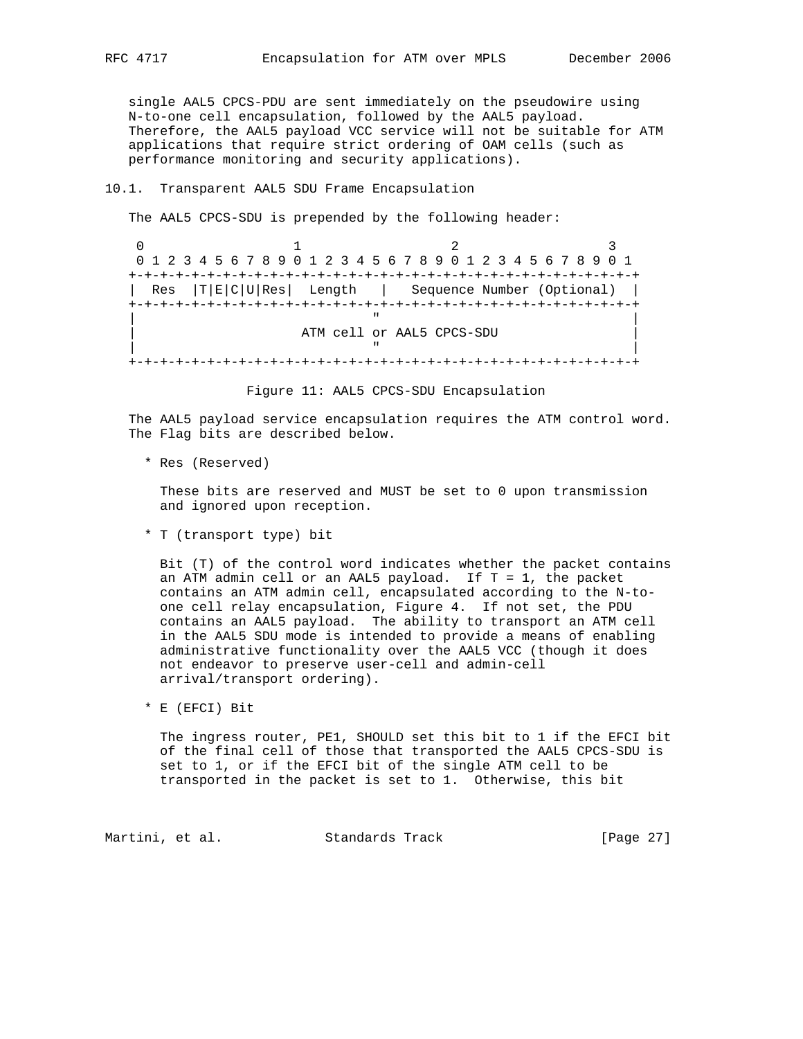single AAL5 CPCS-PDU are sent immediately on the pseudowire using N-to-one cell encapsulation, followed by the AAL5 payload. Therefore, the AAL5 payload VCC service will not be suitable for ATM applications that require strict ordering of OAM cells (such as performance monitoring and security applications).

## 10.1. Transparent AAL5 SDU Frame Encapsulation

The AAL5 CPCS-SDU is prepended by the following header:

```
 0                   1                   2                   3
 0 1 2 3 4 5 6 7 8 9 0 1 2 3 4 5 6 7 8 9 0 1 2 3 4 5 6 7 8 9 0 1
+-+-+-+-+-+-+-+-+-+-+-+-+-+-+-+-+-+-+-+-+-+-+-+-+-+-+-+-+-+-+-+-+
|  Res  |T|E|C|U|Res|  Length   |   Sequence Number (Optional)  |
+-+-+-+-+-+-+-+-+-+-+-+-+-+-+-+-+-+-+-+-+-+-+-+-+-+-+-+-+-+-+-+-+
|                               "                               |
|                     ATM cell or AAL5 CPCS-SDU                 |
|                               "                               |
+-+-+-+-+-+-+-+-+-+-+-+-+-+-+-+-+-+-+-+-+-+-+-+-+-+-+-+-+-+-+-+-+
```

Figure 11: AAL5 CPCS-SDU Encapsulation

The AAL5 payload service encapsulation requires the ATM control word. The Flag bits are described below.

* Res (Reserved)

  These bits are reserved and MUST be set to 0 upon transmission and ignored upon reception.

* T (transport type) bit

  Bit (T) of the control word indicates whether the packet contains an ATM admin cell or an AAL5 payload. If T = 1, the packet contains an ATM admin cell, encapsulated according to the N-to-one cell relay encapsulation, Figure 4. If not set, the PDU contains an AAL5 payload. The ability to transport an ATM cell in the AAL5 SDU mode is intended to provide a means of enabling administrative functionality over the AAL5 VCC (though it does not endeavor to preserve user-cell and admin-cell arrival/transport ordering).

* E (EFCI) Bit

  The ingress router, PE1, SHOULD set this bit to 1 if the EFCI bit of the final cell of those that transported the AAL5 CPCS-SDU is set to 1, or if the EFCI bit of the single ATM cell to be transported in the packet is set to 1. Otherwise, this bit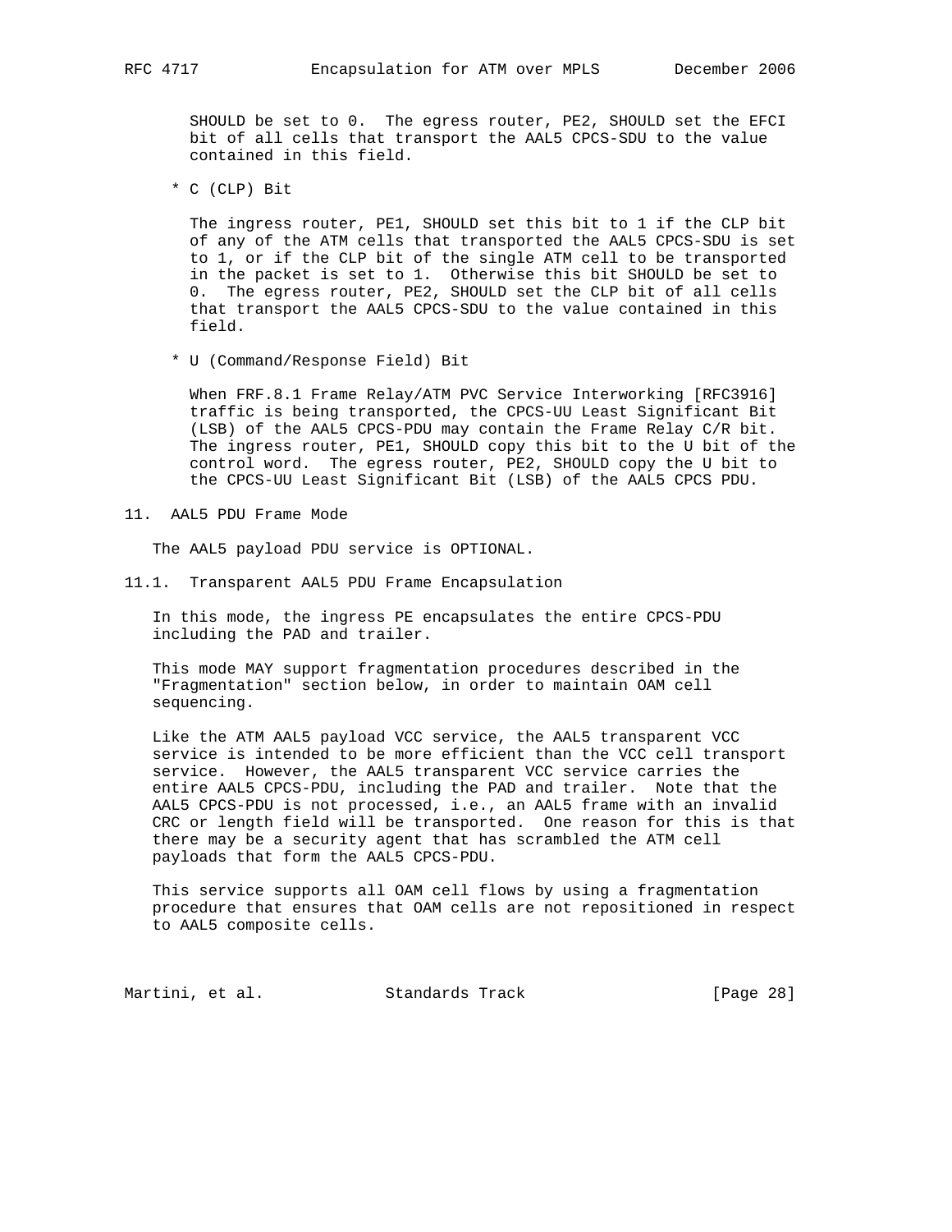SHOULD be set to 0. The egress router, PE2, SHOULD set the EFCI bit of all cells that transport the AAL5 CPCS-SDU to the value contained in this field.

* C (CLP) Bit

  The ingress router, PE1, SHOULD set this bit to 1 if the CLP bit of any of the ATM cells that transported the AAL5 CPCS-SDU is set to 1, or if the CLP bit of the single ATM cell to be transported in the packet is set to 1. Otherwise this bit SHOULD be set to 0. The egress router, PE2, SHOULD set the CLP bit of all cells that transport the AAL5 CPCS-SDU to the value contained in this field.

* U (Command/Response Field) Bit

  When FRF.8.1 Frame Relay/ATM PVC Service Interworking [RFC3916] traffic is being transported, the CPCS-UU Least Significant Bit (LSB) of the AAL5 CPCS-PDU may contain the Frame Relay C/R bit. The ingress router, PE1, SHOULD copy this bit to the U bit of the control word. The egress router, PE2, SHOULD copy the U bit to the CPCS-UU Least Significant Bit (LSB) of the AAL5 CPCS PDU.

## 11. AAL5 PDU Frame Mode

The AAL5 payload PDU service is OPTIONAL.

### 11.1. Transparent AAL5 PDU Frame Encapsulation

In this mode, the ingress PE encapsulates the entire CPCS-PDU including the PAD and trailer.

This mode MAY support fragmentation procedures described in the "Fragmentation" section below, in order to maintain OAM cell sequencing.

Like the ATM AAL5 payload VCC service, the AAL5 transparent VCC service is intended to be more efficient than the VCC cell transport service. However, the AAL5 transparent VCC service carries the entire AAL5 CPCS-PDU, including the PAD and trailer. Note that the AAL5 CPCS-PDU is not processed, i.e., an AAL5 frame with an invalid CRC or length field will be transported. One reason for this is that there may be a security agent that has scrambled the ATM cell payloads that form the AAL5 CPCS-PDU.

This service supports all OAM cell flows by using a fragmentation procedure that ensures that OAM cells are not repositioned in respect to AAL5 composite cells.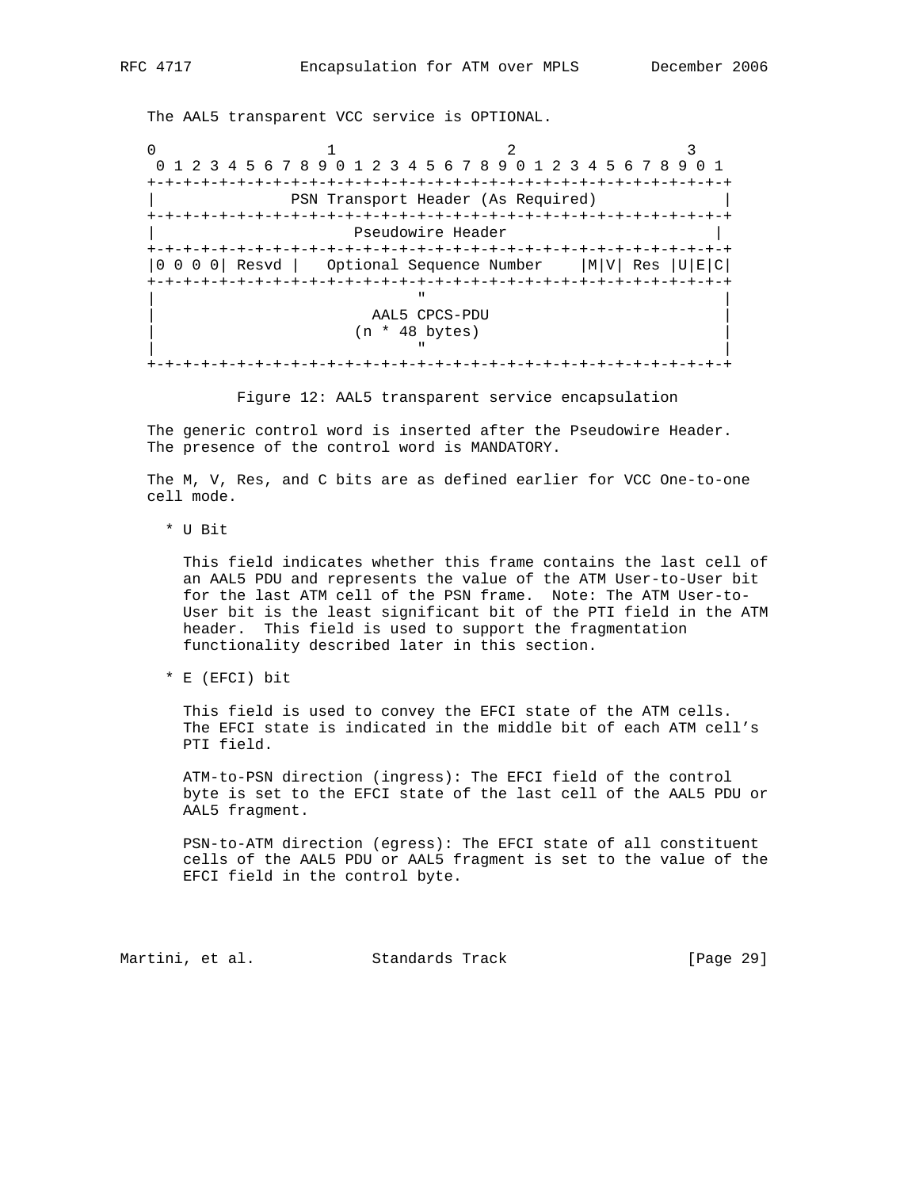The AAL5 transparent VCC service is OPTIONAL.

```
 0                   1                   2                   3
 0 1 2 3 4 5 6 7 8 9 0 1 2 3 4 5 6 7 8 9 0 1 2 3 4 5 6 7 8 9 0 1
+-+-+-+-+-+-+-+-+-+-+-+-+-+-+-+-+-+-+-+-+-+-+-+-+-+-+-+-+-+-+-+-+
|              PSN Transport Header (As Required)               |
+-+-+-+-+-+-+-+-+-+-+-+-+-+-+-+-+-+-+-+-+-+-+-+-+-+-+-+-+-+-+-+-+
|                       Pseudowire Header                       |
+-+-+-+-+-+-+-+-+-+-+-+-+-+-+-+-+-+-+-+-+-+-+-+-+-+-+-+-+-+-+-+-+
|0 0 0 0| Resvd |   Optional Sequence Number    |M|V| Res |U|E|C|
+-+-+-+-+-+-+-+-+-+-+-+-+-+-+-+-+-+-+-+-+-+-+-+-+-+-+-+-+-+-+-+-+
|                               "                               |
|                         AAL5 CPCS-PDU                         |
|                       (n * 48 bytes)                          |
|                               "                               |
+-+-+-+-+-+-+-+-+-+-+-+-+-+-+-+-+-+-+-+-+-+-+-+-+-+-+-+-+-+-+-+-+
```

Figure 12: AAL5 transparent service encapsulation

The generic control word is inserted after the Pseudowire Header. The presence of the control word is MANDATORY.

The M, V, Res, and C bits are as defined earlier for VCC One-to-one cell mode.

* U Bit

  This field indicates whether this frame contains the last cell of an AAL5 PDU and represents the value of the ATM User-to-User bit for the last ATM cell of the PSN frame. Note: The ATM User-to-User bit is the least significant bit of the PTI field in the ATM header. This field is used to support the fragmentation functionality described later in this section.

* E (EFCI) bit

  This field is used to convey the EFCI state of the ATM cells. The EFCI state is indicated in the middle bit of each ATM cell's PTI field.

  ATM-to-PSN direction (ingress): The EFCI field of the control byte is set to the EFCI state of the last cell of the AAL5 PDU or AAL5 fragment.

  PSN-to-ATM direction (egress): The EFCI state of all constituent cells of the AAL5 PDU or AAL5 fragment is set to the value of the EFCI field in the control byte.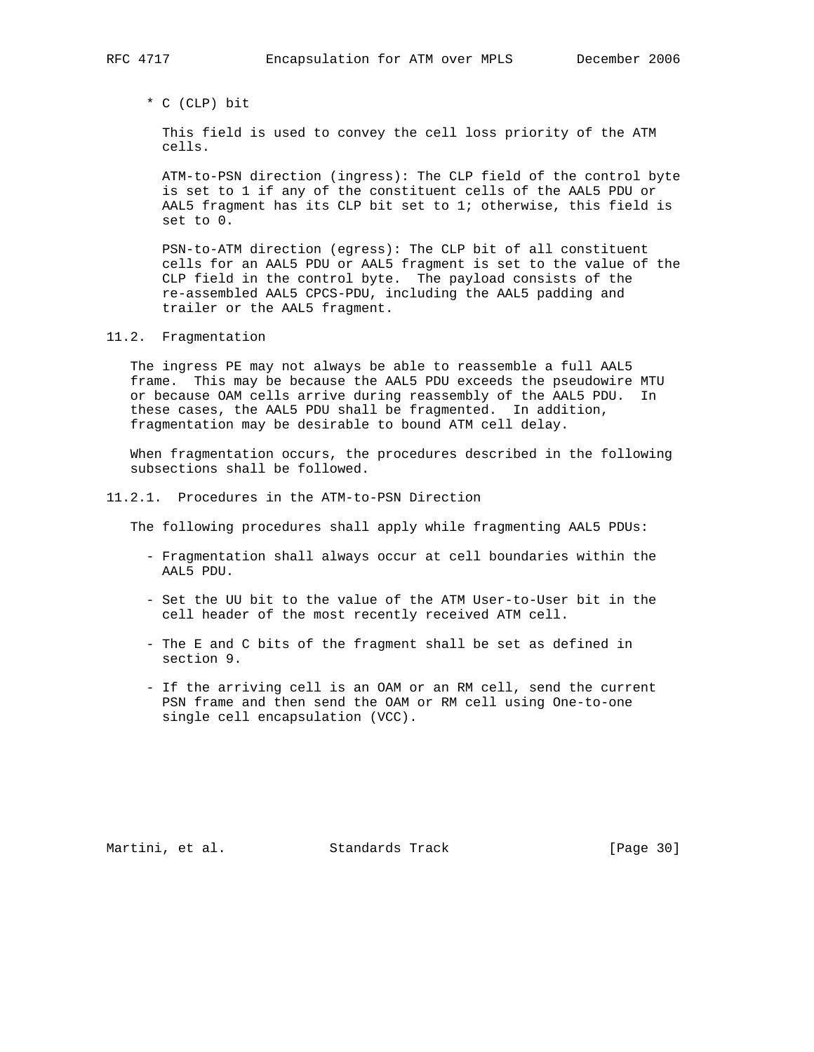* C (CLP) bit

  This field is used to convey the cell loss priority of the ATM cells.

  ATM-to-PSN direction (ingress): The CLP field of the control byte is set to 1 if any of the constituent cells of the AAL5 PDU or AAL5 fragment has its CLP bit set to 1; otherwise, this field is set to 0.

  PSN-to-ATM direction (egress): The CLP bit of all constituent cells for an AAL5 PDU or AAL5 fragment is set to the value of the CLP field in the control byte. The payload consists of the re-assembled AAL5 CPCS-PDU, including the AAL5 padding and trailer or the AAL5 fragment.

## 11.2. Fragmentation

The ingress PE may not always be able to reassemble a full AAL5 frame. This may be because the AAL5 PDU exceeds the pseudowire MTU or because OAM cells arrive during reassembly of the AAL5 PDU. In these cases, the AAL5 PDU shall be fragmented. In addition, fragmentation may be desirable to bound ATM cell delay.

When fragmentation occurs, the procedures described in the following subsections shall be followed.

### 11.2.1. Procedures in the ATM-to-PSN Direction

The following procedures shall apply while fragmenting AAL5 PDUs:

- Fragmentation shall always occur at cell boundaries within the AAL5 PDU.
- Set the UU bit to the value of the ATM User-to-User bit in the cell header of the most recently received ATM cell.
- The E and C bits of the fragment shall be set as defined in section 9.
- If the arriving cell is an OAM or an RM cell, send the current PSN frame and then send the OAM or RM cell using One-to-one single cell encapsulation (VCC).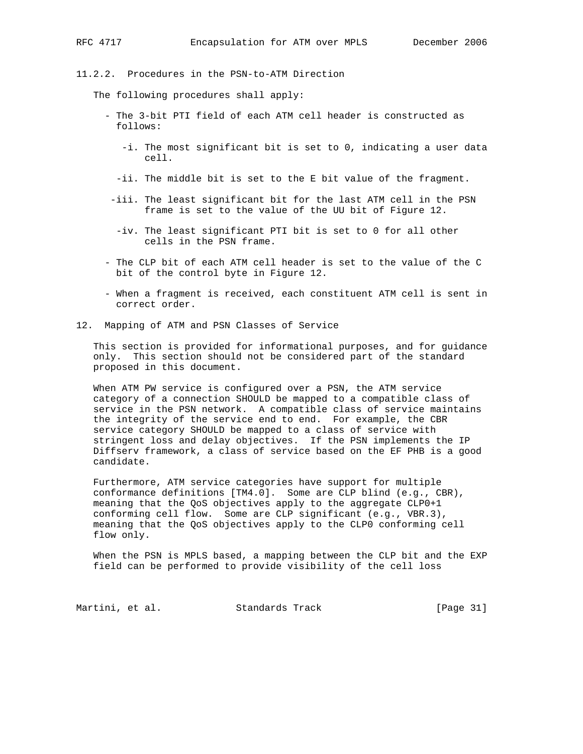### 11.2.2. Procedures in the PSN-to-ATM Direction

The following procedures shall apply:

- The 3-bit PTI field of each ATM cell header is constructed as follows:
  - -i. The most significant bit is set to 0, indicating a user data cell.
  - -ii. The middle bit is set to the E bit value of the fragment.
  - -iii. The least significant bit for the last ATM cell in the PSN frame is set to the value of the UU bit of Figure 12.
  - -iv. The least significant PTI bit is set to 0 for all other cells in the PSN frame.
- The CLP bit of each ATM cell header is set to the value of the C bit of the control byte in Figure 12.
- When a fragment is received, each constituent ATM cell is sent in correct order.

## 12. Mapping of ATM and PSN Classes of Service

This section is provided for informational purposes, and for guidance only. This section should not be considered part of the standard proposed in this document.

When ATM PW service is configured over a PSN, the ATM service category of a connection SHOULD be mapped to a compatible class of service in the PSN network. A compatible class of service maintains the integrity of the service end to end. For example, the CBR service category SHOULD be mapped to a class of service with stringent loss and delay objectives. If the PSN implements the IP Diffserv framework, a class of service based on the EF PHB is a good candidate.

Furthermore, ATM service categories have support for multiple conformance definitions [TM4.0]. Some are CLP blind (e.g., CBR), meaning that the QoS objectives apply to the aggregate CLP0+1 conforming cell flow. Some are CLP significant (e.g., VBR.3), meaning that the QoS objectives apply to the CLP0 conforming cell flow only.

When the PSN is MPLS based, a mapping between the CLP bit and the EXP field can be performed to provide visibility of the cell loss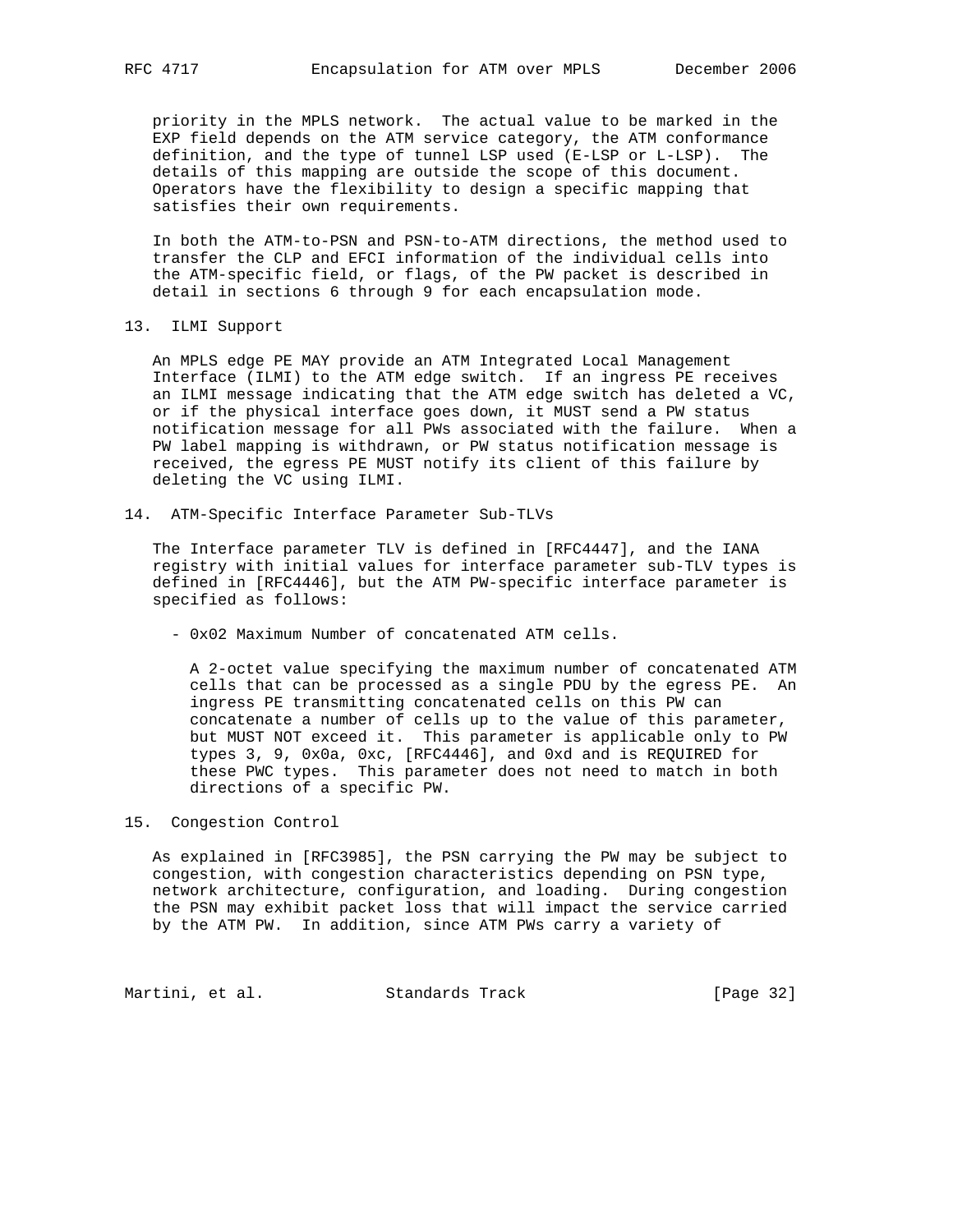priority in the MPLS network. The actual value to be marked in the EXP field depends on the ATM service category, the ATM conformance definition, and the type of tunnel LSP used (E-LSP or L-LSP). The details of this mapping are outside the scope of this document. Operators have the flexibility to design a specific mapping that satisfies their own requirements.

In both the ATM-to-PSN and PSN-to-ATM directions, the method used to transfer the CLP and EFCI information of the individual cells into the ATM-specific field, or flags, of the PW packet is described in detail in sections 6 through 9 for each encapsulation mode.

## 13. ILMI Support

An MPLS edge PE MAY provide an ATM Integrated Local Management Interface (ILMI) to the ATM edge switch. If an ingress PE receives an ILMI message indicating that the ATM edge switch has deleted a VC, or if the physical interface goes down, it MUST send a PW status notification message for all PWs associated with the failure. When a PW label mapping is withdrawn, or PW status notification message is received, the egress PE MUST notify its client of this failure by deleting the VC using ILMI.

## 14. ATM-Specific Interface Parameter Sub-TLVs

The Interface parameter TLV is defined in [RFC4447], and the IANA registry with initial values for interface parameter sub-TLV types is defined in [RFC4446], but the ATM PW-specific interface parameter is specified as follows:

- 0x02 Maximum Number of concatenated ATM cells.

  A 2-octet value specifying the maximum number of concatenated ATM cells that can be processed as a single PDU by the egress PE. An ingress PE transmitting concatenated cells on this PW can concatenate a number of cells up to the value of this parameter, but MUST NOT exceed it. This parameter is applicable only to PW types 3, 9, 0x0a, 0xc, [RFC4446], and 0xd and is REQUIRED for these PWC types. This parameter does not need to match in both directions of a specific PW.

## 15. Congestion Control

As explained in [RFC3985], the PSN carrying the PW may be subject to congestion, with congestion characteristics depending on PSN type, network architecture, configuration, and loading. During congestion the PSN may exhibit packet loss that will impact the service carried by the ATM PW. In addition, since ATM PWs carry a variety of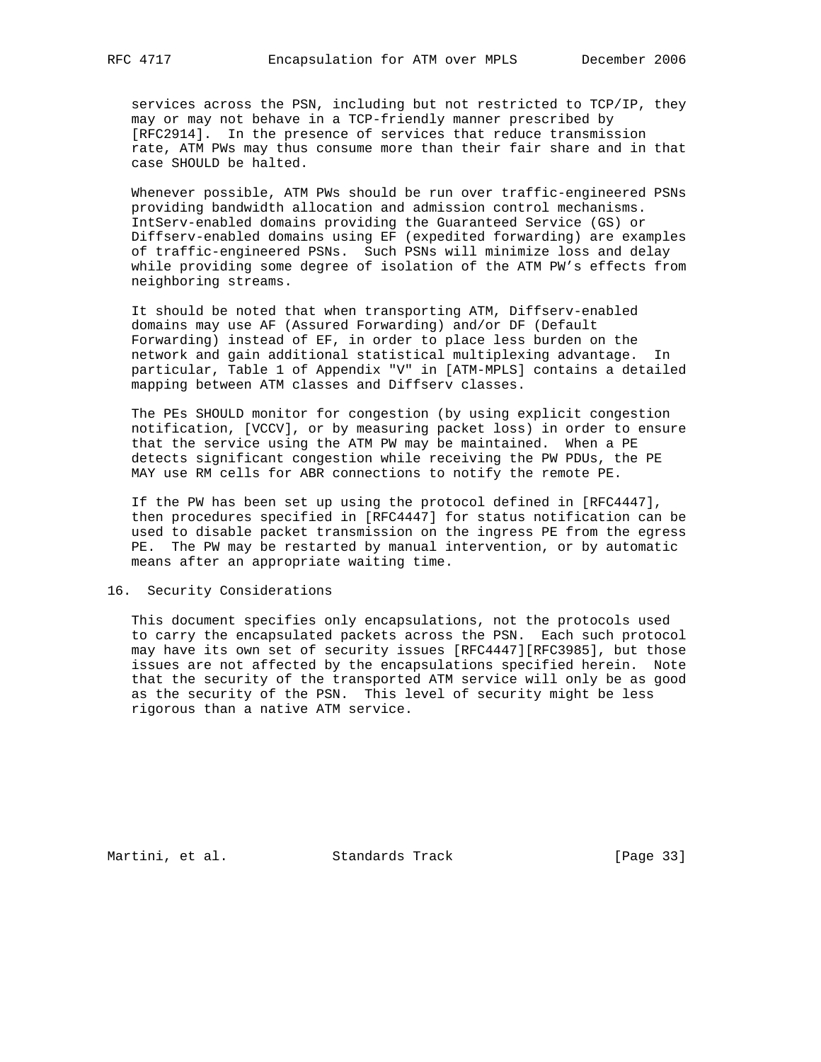services across the PSN, including but not restricted to TCP/IP, they may or may not behave in a TCP-friendly manner prescribed by [RFC2914]. In the presence of services that reduce transmission rate, ATM PWs may thus consume more than their fair share and in that case SHOULD be halted.

Whenever possible, ATM PWs should be run over traffic-engineered PSNs providing bandwidth allocation and admission control mechanisms. IntServ-enabled domains providing the Guaranteed Service (GS) or Diffserv-enabled domains using EF (expedited forwarding) are examples of traffic-engineered PSNs. Such PSNs will minimize loss and delay while providing some degree of isolation of the ATM PW's effects from neighboring streams.

It should be noted that when transporting ATM, Diffserv-enabled domains may use AF (Assured Forwarding) and/or DF (Default Forwarding) instead of EF, in order to place less burden on the network and gain additional statistical multiplexing advantage. In particular, Table 1 of Appendix "V" in [ATM-MPLS] contains a detailed mapping between ATM classes and Diffserv classes.

The PEs SHOULD monitor for congestion (by using explicit congestion notification, [VCCV], or by measuring packet loss) in order to ensure that the service using the ATM PW may be maintained. When a PE detects significant congestion while receiving the PW PDUs, the PE MAY use RM cells for ABR connections to notify the remote PE.

If the PW has been set up using the protocol defined in [RFC4447], then procedures specified in [RFC4447] for status notification can be used to disable packet transmission on the ingress PE from the egress PE. The PW may be restarted by manual intervention, or by automatic means after an appropriate waiting time.

## 16. Security Considerations

This document specifies only encapsulations, not the protocols used to carry the encapsulated packets across the PSN. Each such protocol may have its own set of security issues [RFC4447][RFC3985], but those issues are not affected by the encapsulations specified herein. Note that the security of the transported ATM service will only be as good as the security of the PSN. This level of security might be less rigorous than a native ATM service.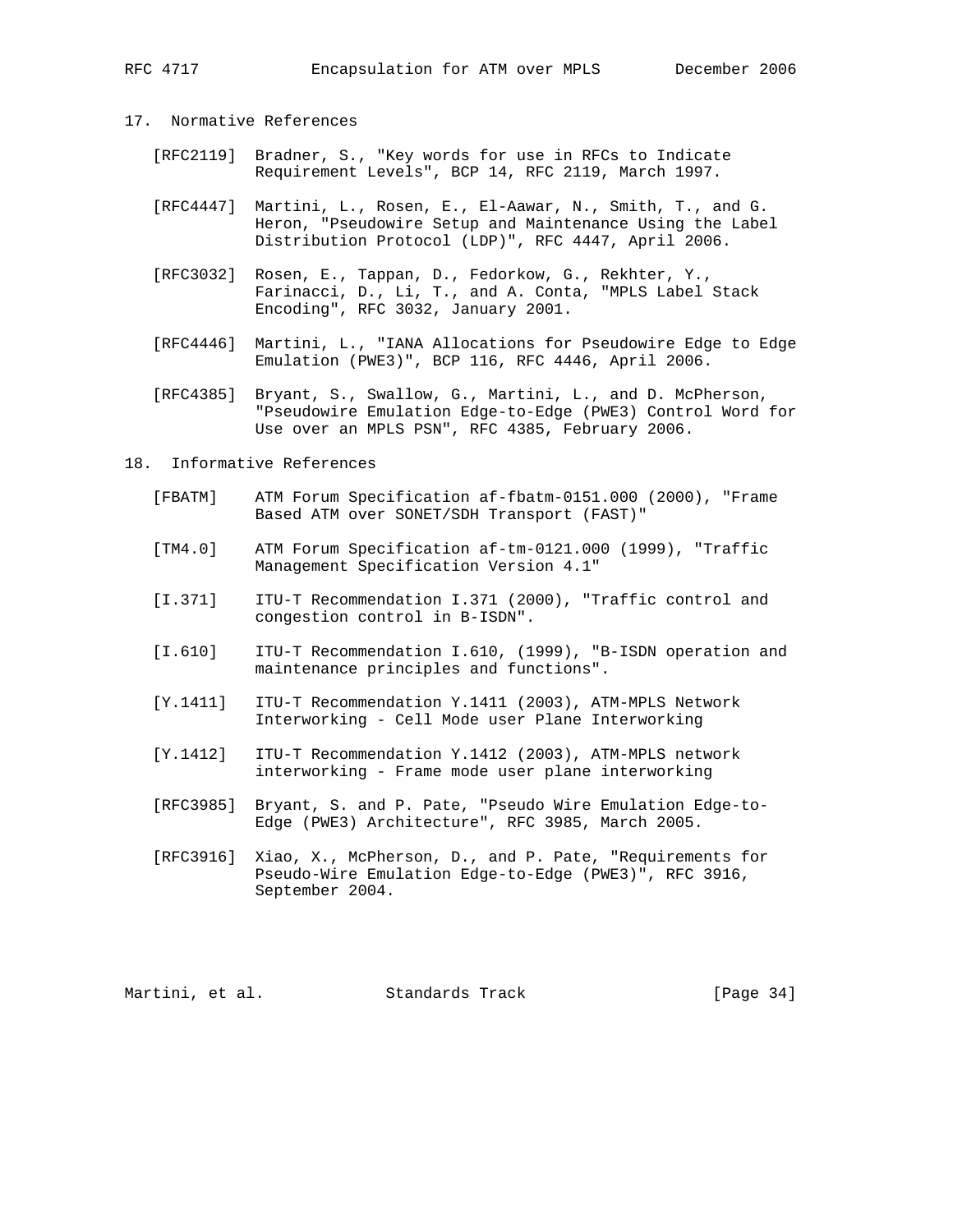## 17. Normative References

[RFC2119] Bradner, S., "Key words for use in RFCs to Indicate Requirement Levels", BCP 14, RFC 2119, March 1997.

[RFC4447] Martini, L., Rosen, E., El-Aawar, N., Smith, T., and G. Heron, "Pseudowire Setup and Maintenance Using the Label Distribution Protocol (LDP)", RFC 4447, April 2006.

[RFC3032] Rosen, E., Tappan, D., Fedorkow, G., Rekhter, Y., Farinacci, D., Li, T., and A. Conta, "MPLS Label Stack Encoding", RFC 3032, January 2001.

[RFC4446] Martini, L., "IANA Allocations for Pseudowire Edge to Edge Emulation (PWE3)", BCP 116, RFC 4446, April 2006.

[RFC4385] Bryant, S., Swallow, G., Martini, L., and D. McPherson, "Pseudowire Emulation Edge-to-Edge (PWE3) Control Word for Use over an MPLS PSN", RFC 4385, February 2006.

## 18. Informative References

[FBATM] ATM Forum Specification af-fbatm-0151.000 (2000), "Frame Based ATM over SONET/SDH Transport (FAST)"

[TM4.0] ATM Forum Specification af-tm-0121.000 (1999), "Traffic Management Specification Version 4.1"

[I.371] ITU-T Recommendation I.371 (2000), "Traffic control and congestion control in B-ISDN".

[I.610] ITU-T Recommendation I.610, (1999), "B-ISDN operation and maintenance principles and functions".

[Y.1411] ITU-T Recommendation Y.1411 (2003), ATM-MPLS Network Interworking - Cell Mode user Plane Interworking

[Y.1412] ITU-T Recommendation Y.1412 (2003), ATM-MPLS network interworking - Frame mode user plane interworking

[RFC3985] Bryant, S. and P. Pate, "Pseudo Wire Emulation Edge-to-Edge (PWE3) Architecture", RFC 3985, March 2005.

[RFC3916] Xiao, X., McPherson, D., and P. Pate, "Requirements for Pseudo-Wire Emulation Edge-to-Edge (PWE3)", RFC 3916, September 2004.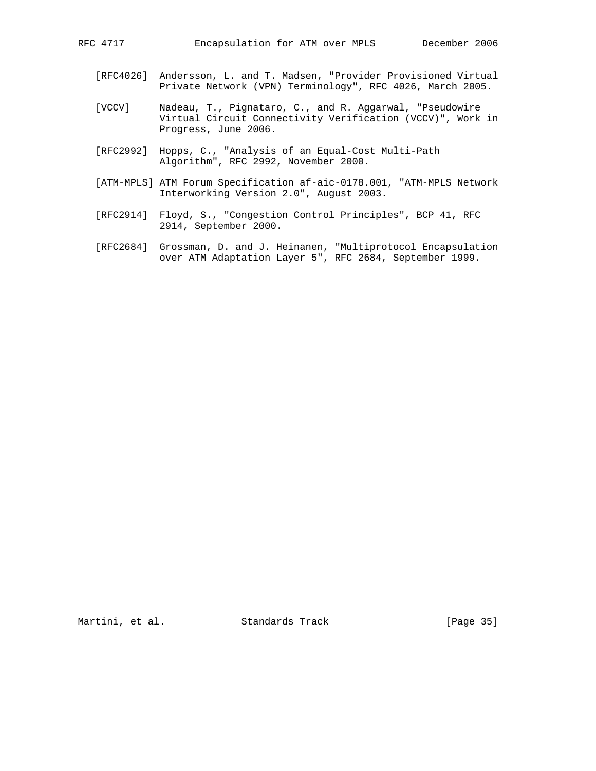[RFC4026] Andersson, L. and T. Madsen, "Provider Provisioned Virtual Private Network (VPN) Terminology", RFC 4026, March 2005.

[VCCV] Nadeau, T., Pignataro, C., and R. Aggarwal, "Pseudowire Virtual Circuit Connectivity Verification (VCCV)", Work in Progress, June 2006.

[RFC2992] Hopps, C., "Analysis of an Equal-Cost Multi-Path Algorithm", RFC 2992, November 2000.

[ATM-MPLS] ATM Forum Specification af-aic-0178.001, "ATM-MPLS Network Interworking Version 2.0", August 2003.

[RFC2914] Floyd, S., "Congestion Control Principles", BCP 41, RFC 2914, September 2000.

[RFC2684] Grossman, D. and J. Heinanen, "Multiprotocol Encapsulation over ATM Adaptation Layer 5", RFC 2684, September 1999.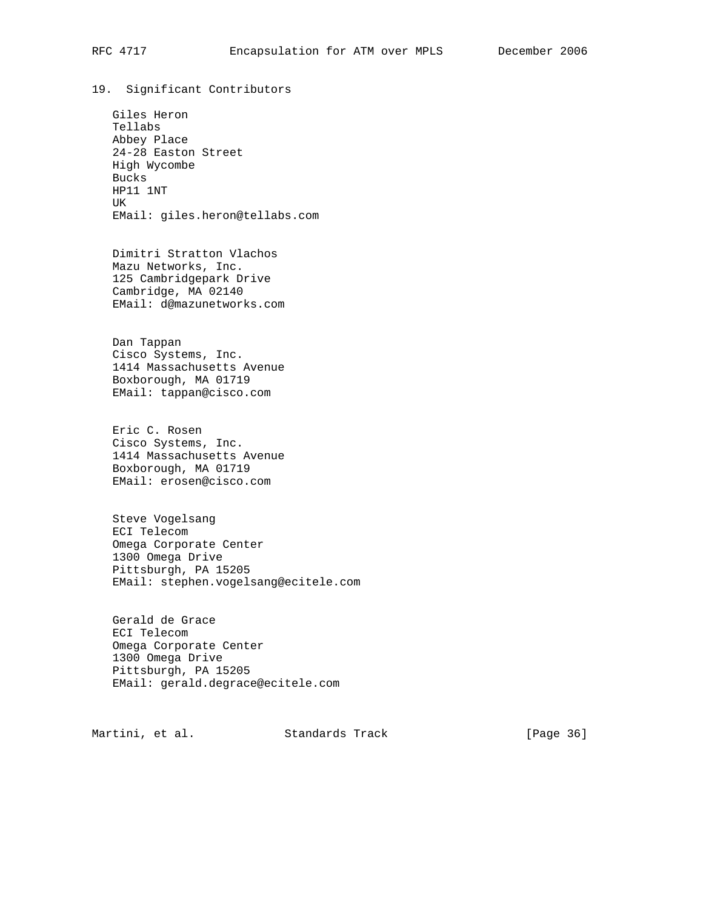## 19. Significant Contributors

Giles Heron
Tellabs
Abbey Place
24-28 Easton Street
High Wycombe
Bucks
HP11 1NT
UK
EMail: giles.heron@tellabs.com

Dimitri Stratton Vlachos
Mazu Networks, Inc.
125 Cambridgepark Drive
Cambridge, MA 02140
EMail: d@mazunetworks.com

Dan Tappan
Cisco Systems, Inc.
1414 Massachusetts Avenue
Boxborough, MA 01719
EMail: tappan@cisco.com

Eric C. Rosen
Cisco Systems, Inc.
1414 Massachusetts Avenue
Boxborough, MA 01719
EMail: erosen@cisco.com

Steve Vogelsang
ECI Telecom
Omega Corporate Center
1300 Omega Drive
Pittsburgh, PA 15205
EMail: stephen.vogelsang@ecitele.com

Gerald de Grace
ECI Telecom
Omega Corporate Center
1300 Omega Drive
Pittsburgh, PA 15205
EMail: gerald.degrace@ecitele.com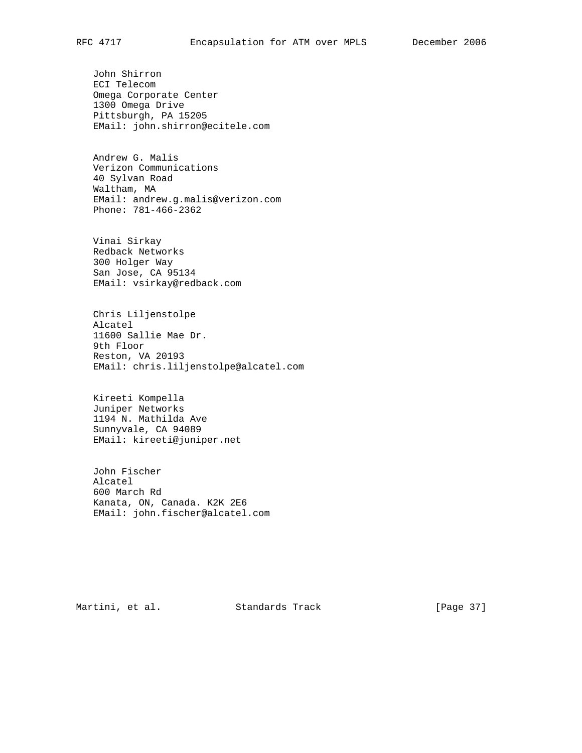John Shirron
ECI Telecom
Omega Corporate Center
1300 Omega Drive
Pittsburgh, PA 15205
EMail: john.shirron@ecitele.com

Andrew G. Malis
Verizon Communications
40 Sylvan Road
Waltham, MA
EMail: andrew.g.malis@verizon.com
Phone: 781-466-2362

Vinai Sirkay
Redback Networks
300 Holger Way
San Jose, CA 95134
EMail: vsirkay@redback.com

Chris Liljenstolpe
Alcatel
11600 Sallie Mae Dr.
9th Floor
Reston, VA 20193
EMail: chris.liljenstolpe@alcatel.com

Kireeti Kompella
Juniper Networks
1194 N. Mathilda Ave
Sunnyvale, CA 94089
EMail: kireeti@juniper.net

John Fischer
Alcatel
600 March Rd
Kanata, ON, Canada. K2K 2E6
EMail: john.fischer@alcatel.com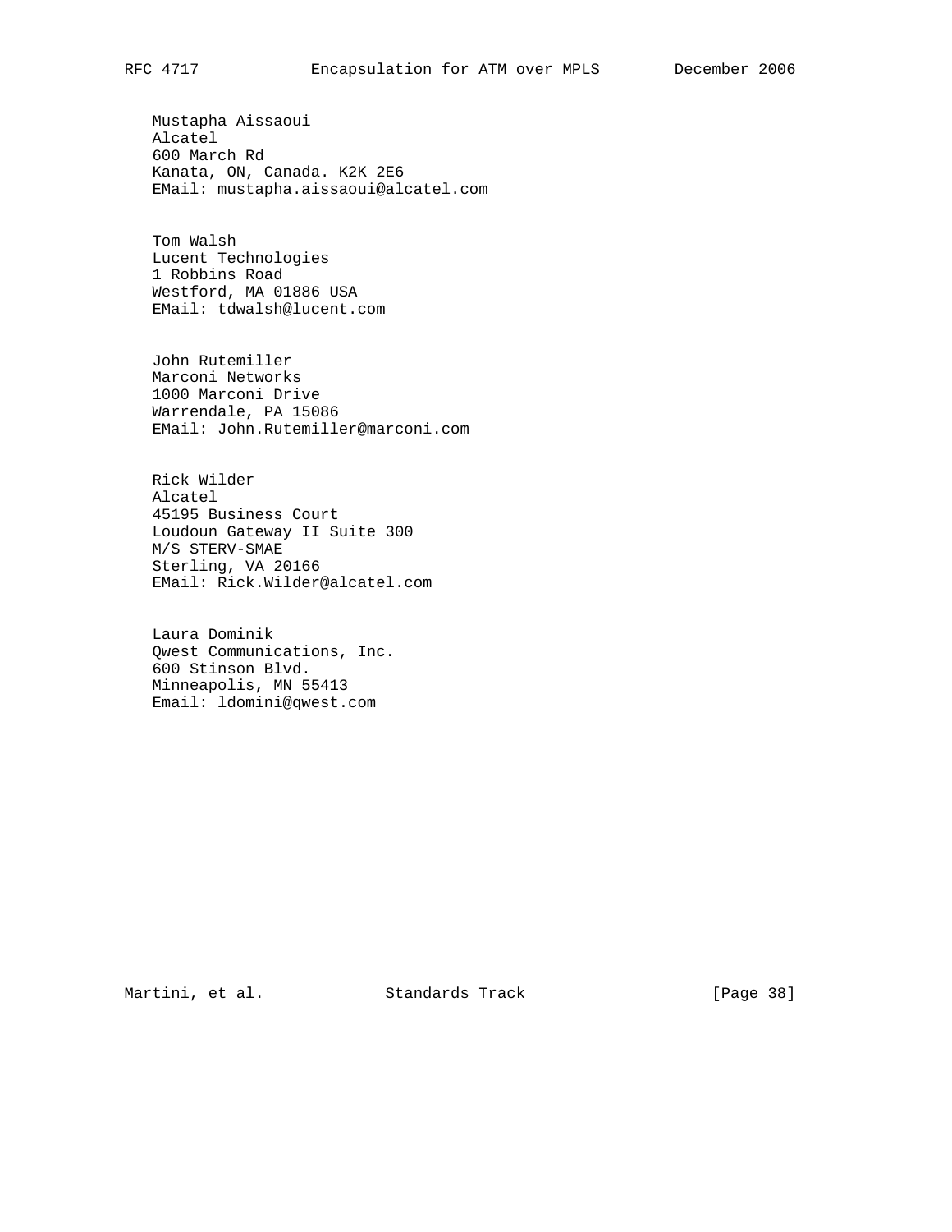Mustapha Aissaoui
Alcatel
600 March Rd
Kanata, ON, Canada. K2K 2E6
EMail: mustapha.aissaoui@alcatel.com

Tom Walsh
Lucent Technologies
1 Robbins Road
Westford, MA 01886 USA
EMail: tdwalsh@lucent.com

John Rutemiller
Marconi Networks
1000 Marconi Drive
Warrendale, PA 15086
EMail: John.Rutemiller@marconi.com

Rick Wilder
Alcatel
45195 Business Court
Loudoun Gateway II Suite 300
M/S STERV-SMAE
Sterling, VA 20166
EMail: Rick.Wilder@alcatel.com

Laura Dominik
Qwest Communications, Inc.
600 Stinson Blvd.
Minneapolis, MN 55413
Email: ldomini@qwest.com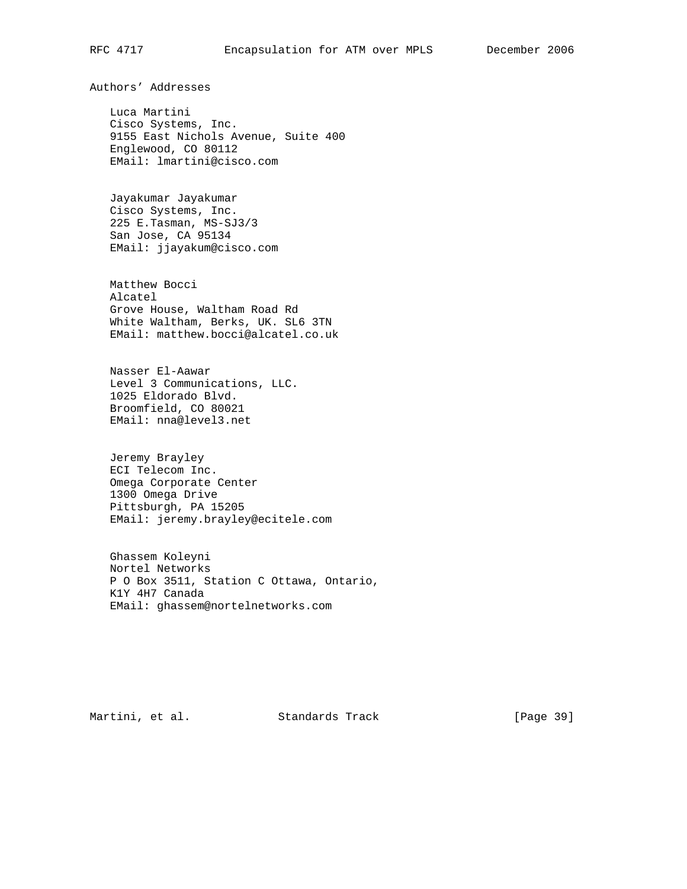## Authors' Addresses

Luca Martini
Cisco Systems, Inc.
9155 East Nichols Avenue, Suite 400
Englewood, CO 80112
EMail: lmartini@cisco.com

Jayakumar Jayakumar
Cisco Systems, Inc.
225 E.Tasman, MS-SJ3/3
San Jose, CA 95134
EMail: jjayakum@cisco.com

Matthew Bocci
Alcatel
Grove House, Waltham Road Rd
White Waltham, Berks, UK. SL6 3TN
EMail: matthew.bocci@alcatel.co.uk

Nasser El-Aawar
Level 3 Communications, LLC.
1025 Eldorado Blvd.
Broomfield, CO 80021
EMail: nna@level3.net

Jeremy Brayley
ECI Telecom Inc.
Omega Corporate Center
1300 Omega Drive
Pittsburgh, PA 15205
EMail: jeremy.brayley@ecitele.com

Ghassem Koleyni
Nortel Networks
P O Box 3511, Station C Ottawa, Ontario,
K1Y 4H7 Canada
EMail: ghassem@nortelnetworks.com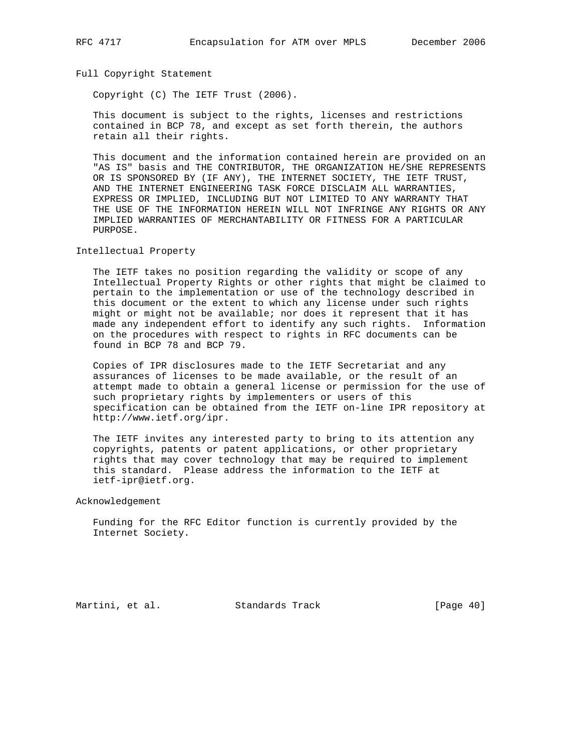## Full Copyright Statement

Copyright (C) The IETF Trust (2006).

This document is subject to the rights, licenses and restrictions contained in BCP 78, and except as set forth therein, the authors retain all their rights.

This document and the information contained herein are provided on an "AS IS" basis and THE CONTRIBUTOR, THE ORGANIZATION HE/SHE REPRESENTS OR IS SPONSORED BY (IF ANY), THE INTERNET SOCIETY, THE IETF TRUST, AND THE INTERNET ENGINEERING TASK FORCE DISCLAIM ALL WARRANTIES, EXPRESS OR IMPLIED, INCLUDING BUT NOT LIMITED TO ANY WARRANTY THAT THE USE OF THE INFORMATION HEREIN WILL NOT INFRINGE ANY RIGHTS OR ANY IMPLIED WARRANTIES OF MERCHANTABILITY OR FITNESS FOR A PARTICULAR PURPOSE.

## Intellectual Property

The IETF takes no position regarding the validity or scope of any Intellectual Property Rights or other rights that might be claimed to pertain to the implementation or use of the technology described in this document or the extent to which any license under such rights might or might not be available; nor does it represent that it has made any independent effort to identify any such rights. Information on the procedures with respect to rights in RFC documents can be found in BCP 78 and BCP 79.

Copies of IPR disclosures made to the IETF Secretariat and any assurances of licenses to be made available, or the result of an attempt made to obtain a general license or permission for the use of such proprietary rights by implementers or users of this specification can be obtained from the IETF on-line IPR repository at http://www.ietf.org/ipr.

The IETF invites any interested party to bring to its attention any copyrights, patents or patent applications, or other proprietary rights that may cover technology that may be required to implement this standard. Please address the information to the IETF at ietf-ipr@ietf.org.

## Acknowledgement

Funding for the RFC Editor function is currently provided by the Internet Society.